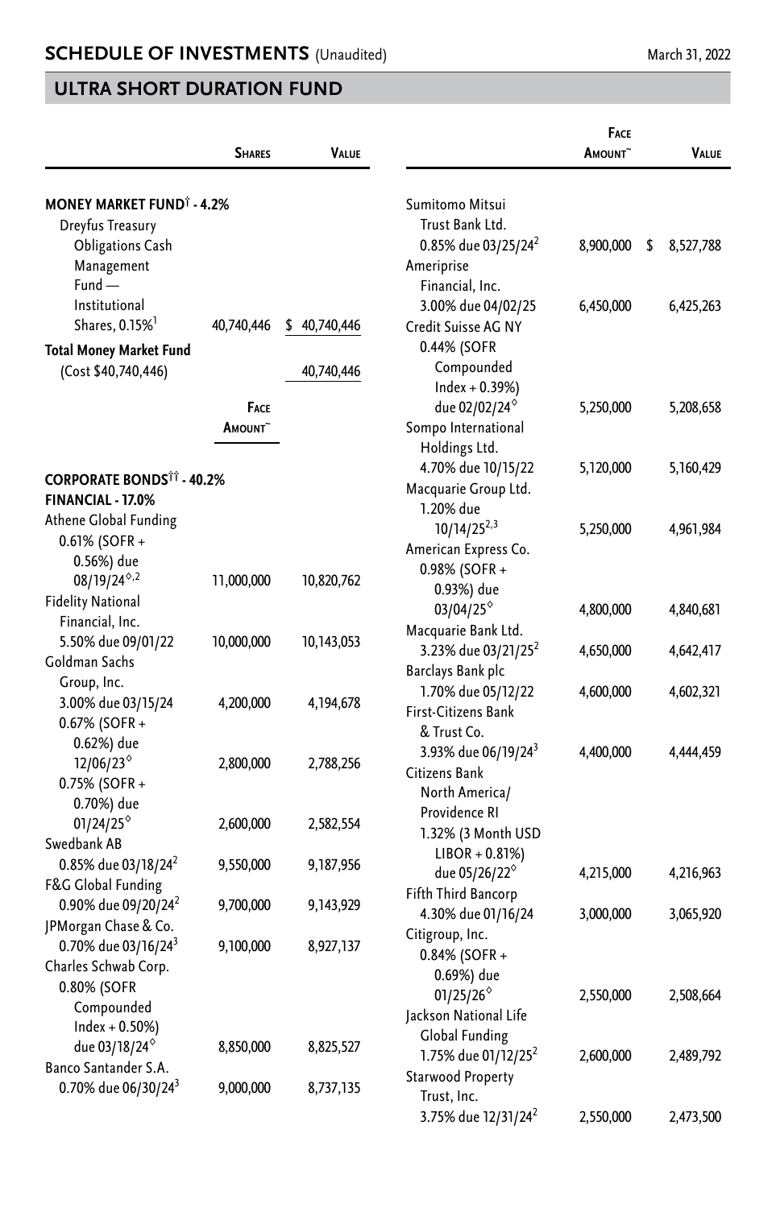## SCHEDULE OF INVESTMENTS (Unaudited)

March 31, 2022

## ULTRA SHORT DURATION FUND

| | Shares | Value |
|---|---|---|
| **MONEY MARKET FUND[†] - 4.2%** | | |
| Dreyfus Treasury Obligations Cash Management Fund — Institutional Shares, 0.15%[1] | 40,740,446 | $ 40,740,446 |
| **Total Money Market Fund** (Cost $40,740,446) | | 40,740,446 |

| | Face Amount~ | Value |
|---|---|---|
| **CORPORATE BONDS[††] - 40.2%** | | |
| **FINANCIAL - 17.0%** | | |
| Athene Global Funding | | |
| 0.61% (SOFR + 0.56%) due 08/19/24[◊,2] | 11,000,000 | 10,820,762 |
| Fidelity National Financial, Inc. | | |
| 5.50% due 09/01/22 | 10,000,000 | 10,143,053 |
| Goldman Sachs Group, Inc. | | |
| 3.00% due 03/15/24 | 4,200,000 | 4,194,678 |
| 0.67% (SOFR + 0.62%) due 12/06/23[◊] | 2,800,000 | 2,788,256 |
| 0.75% (SOFR + 0.70%) due 01/24/25[◊] | 2,600,000 | 2,582,554 |
| Swedbank AB | | |
| 0.85% due 03/18/24[2] | 9,550,000 | 9,187,956 |
| F&G Global Funding | | |
| 0.90% due 09/20/24[2] | 9,700,000 | 9,143,929 |
| JPMorgan Chase & Co. | | |
| 0.70% due 03/16/24[3] | 9,100,000 | 8,927,137 |
| Charles Schwab Corp. | | |
| 0.80% (SOFR Compounded Index + 0.50%) due 03/18/24[◊] | 8,850,000 | 8,825,527 |
| Banco Santander S.A. | | |
| 0.70% due 06/30/24[3] | 9,000,000 | 8,737,135 |
| Sumitomo Mitsui Trust Bank Ltd. | | |
| 0.85% due 03/25/24[2] | 8,900,000 | $ 8,527,788 |
| Ameriprise Financial, Inc. | | |
| 3.00% due 04/02/25 | 6,450,000 | 6,425,263 |
| Credit Suisse AG NY | | |
| 0.44% (SOFR Compounded Index + 0.39%) due 02/02/24[◊] | 5,250,000 | 5,208,658 |
| Sompo International Holdings Ltd. | | |
| 4.70% due 10/15/22 | 5,120,000 | 5,160,429 |
| Macquarie Group Ltd. | | |
| 1.20% due 10/14/25[2,3] | 5,250,000 | 4,961,984 |
| American Express Co. | | |
| 0.98% (SOFR + 0.93%) due 03/04/25[◊] | 4,800,000 | 4,840,681 |
| Macquarie Bank Ltd. | | |
| 3.23% due 03/21/25[2] | 4,650,000 | 4,642,417 |
| Barclays Bank plc | | |
| 1.70% due 05/12/22 | 4,600,000 | 4,602,321 |
| First-Citizens Bank & Trust Co. | | |
| 3.93% due 06/19/24[3] | 4,400,000 | 4,444,459 |
| Citizens Bank North America/Providence RI | | |
| 1.32% (3 Month USD LIBOR + 0.81%) due 05/26/22[◊] | 4,215,000 | 4,216,963 |
| Fifth Third Bancorp | | |
| 4.30% due 01/16/24 | 3,000,000 | 3,065,920 |
| Citigroup, Inc. | | |
| 0.84% (SOFR + 0.69%) due 01/25/26[◊] | 2,550,000 | 2,508,664 |
| Jackson National Life Global Funding | | |
| 1.75% due 01/12/25[2] | 2,600,000 | 2,489,792 |
| Starwood Property Trust, Inc. | | |
| 3.75% due 12/31/24[2] | 2,550,000 | 2,473,500 |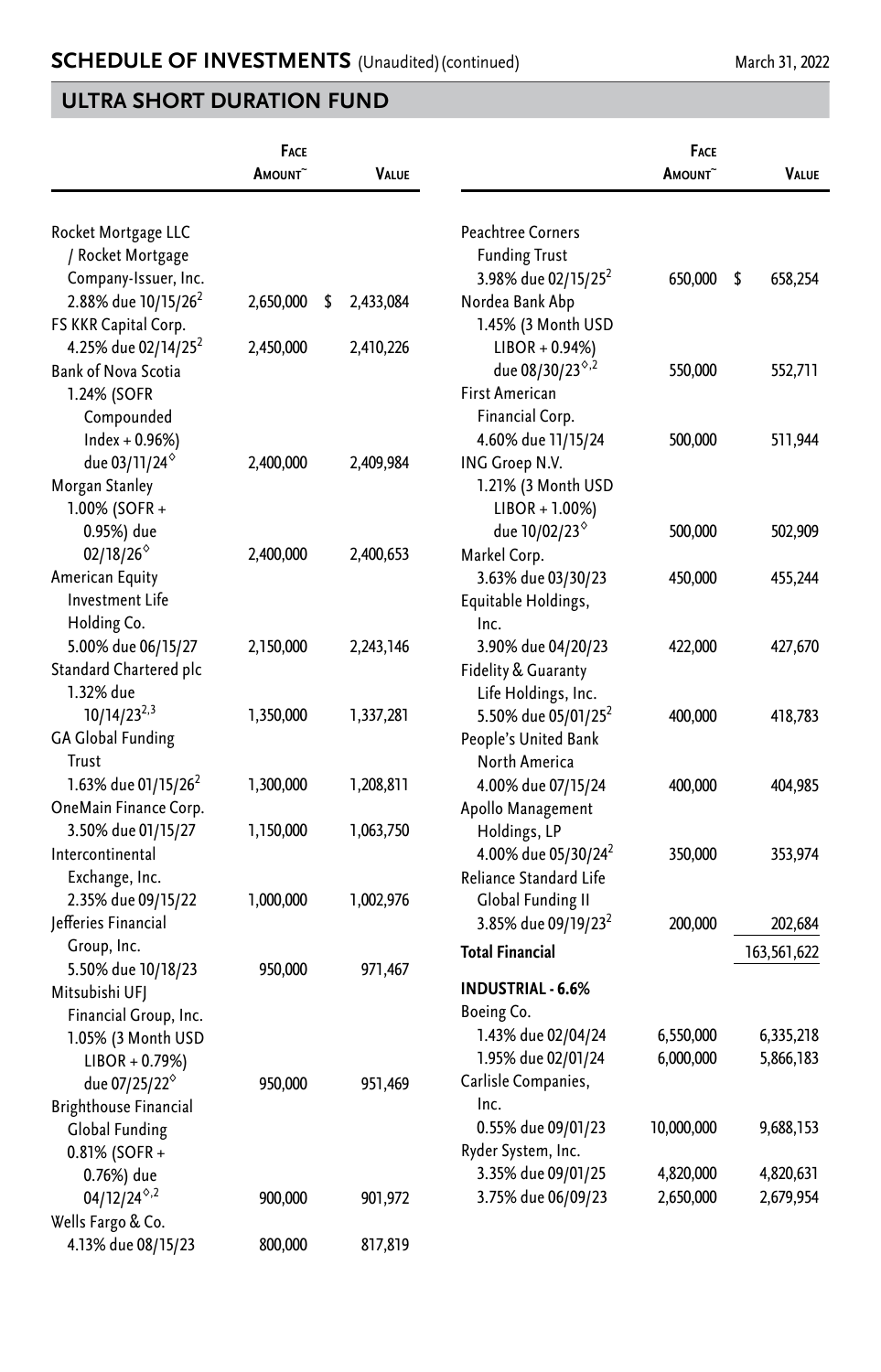## SCHEDULE OF INVESTMENTS (Unaudited) (continued)

March 31, 2022

## ULTRA SHORT DURATION FUND

| | Face Amount~ | Value |
|---|---|---|
| Rocket Mortgage LLC / Rocket Mortgage Company-Issuer, Inc. 2.88% due 10/15/26[2] | 2,650,000 | $ 2,433,084 |
| FS KKR Capital Corp. 4.25% due 02/14/25[2] | 2,450,000 | 2,410,226 |
| Bank of Nova Scotia 1.24% (SOFR Compounded Index + 0.96%) due 03/11/24[◊] | 2,400,000 | 2,409,984 |
| Morgan Stanley 1.00% (SOFR + 0.95%) due 02/18/26[◊] | 2,400,000 | 2,400,653 |
| American Equity Investment Life Holding Co. 5.00% due 06/15/27 | 2,150,000 | 2,243,146 |
| Standard Chartered plc 1.32% due 10/14/23[2,3] | 1,350,000 | 1,337,281 |
| GA Global Funding Trust 1.63% due 01/15/26[2] | 1,300,000 | 1,208,811 |
| OneMain Finance Corp. 3.50% due 01/15/27 | 1,150,000 | 1,063,750 |
| Intercontinental Exchange, Inc. 2.35% due 09/15/22 | 1,000,000 | 1,002,976 |
| Jefferies Financial Group, Inc. 5.50% due 10/18/23 | 950,000 | 971,467 |
| Mitsubishi UFJ Financial Group, Inc. 1.05% (3 Month USD LIBOR + 0.79%) due 07/25/22[◊] | 950,000 | 951,469 |
| Brighthouse Financial Global Funding 0.81% (SOFR + 0.76%) due 04/12/24[◊,2] | 900,000 | 901,972 |
| Wells Fargo & Co. 4.13% due 08/15/23 | 800,000 | 817,819 |
| Peachtree Corners Funding Trust 3.98% due 02/15/25[2] | 650,000 | $ 658,254 |
| Nordea Bank Abp 1.45% (3 Month USD LIBOR + 0.94%) due 08/30/23[◊,2] | 550,000 | 552,711 |
| First American Financial Corp. 4.60% due 11/15/24 | 500,000 | 511,944 |
| ING Groep N.V. 1.21% (3 Month USD LIBOR + 1.00%) due 10/02/23[◊] | 500,000 | 502,909 |
| Markel Corp. 3.63% due 03/30/23 | 450,000 | 455,244 |
| Equitable Holdings, Inc. 3.90% due 04/20/23 | 422,000 | 427,670 |
| Fidelity & Guaranty Life Holdings, Inc. 5.50% due 05/01/25[2] | 400,000 | 418,783 |
| People's United Bank North America 4.00% due 07/15/24 | 400,000 | 404,985 |
| Apollo Management Holdings, LP 4.00% due 05/30/24[2] | 350,000 | 353,974 |
| Reliance Standard Life Global Funding II 3.85% due 09/19/23[2] | 200,000 | 202,684 |
| **Total Financial** | | 163,561,622 |
| **INDUSTRIAL - 6.6%** | | |
| Boeing Co. | | |
| 1.43% due 02/04/24 | 6,550,000 | 6,335,218 |
| 1.95% due 02/01/24 | 6,000,000 | 5,866,183 |
| Carlisle Companies, Inc. 0.55% due 09/01/23 | 10,000,000 | 9,688,153 |
| Ryder System, Inc. | | |
| 3.35% due 09/01/25 | 4,820,000 | 4,820,631 |
| 3.75% due 06/09/23 | 2,650,000 | 2,679,954 |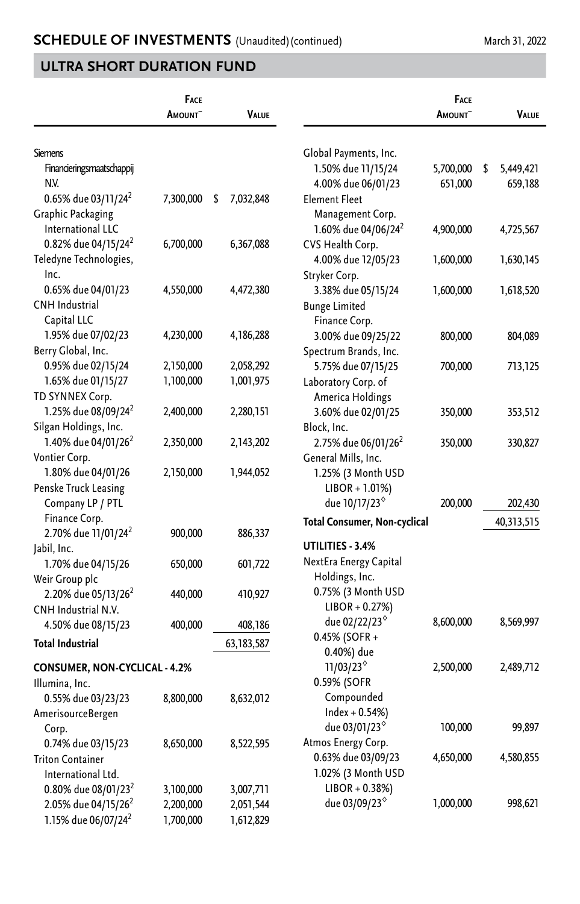## SCHEDULE OF INVESTMENTS (Unaudited) (continued)

March 31, 2022

## ULTRA SHORT DURATION FUND

| | Face Amount~ | Value |
|---|---|---|
| Siemens Financieringsmaatschappij N.V. | | |
| 0.65% due 03/11/24[2] | 7,300,000 | $ 7,032,848 |
| Graphic Packaging International LLC | | |
| 0.82% due 04/15/24[2] | 6,700,000 | 6,367,088 |
| Teledyne Technologies, Inc. | | |
| 0.65% due 04/01/23 | 4,550,000 | 4,472,380 |
| CNH Industrial Capital LLC | | |
| 1.95% due 07/02/23 | 4,230,000 | 4,186,288 |
| Berry Global, Inc. | | |
| 0.95% due 02/15/24 | 2,150,000 | 2,058,292 |
| 1.65% due 01/15/27 | 1,100,000 | 1,001,975 |
| TD SYNNEX Corp. | | |
| 1.25% due 08/09/24[2] | 2,400,000 | 2,280,151 |
| Silgan Holdings, Inc. | | |
| 1.40% due 04/01/26[2] | 2,350,000 | 2,143,202 |
| Vontier Corp. | | |
| 1.80% due 04/01/26 | 2,150,000 | 1,944,052 |
| Penske Truck Leasing Company LP / PTL Finance Corp. | | |
| 2.70% due 11/01/24[2] | 900,000 | 886,337 |
| Jabil, Inc. | | |
| 1.70% due 04/15/26 | 650,000 | 601,722 |
| Weir Group plc | | |
| 2.20% due 05/13/26[2] | 440,000 | 410,927 |
| CNH Industrial N.V. | | |
| 4.50% due 08/15/23 | 400,000 | 408,186 |
| **Total Industrial** | | 63,183,587 |
| **CONSUMER, NON-CYCLICAL - 4.2%** | | |
| Illumina, Inc. | | |
| 0.55% due 03/23/23 | 8,800,000 | 8,632,012 |
| AmerisourceBergen Corp. | | |
| 0.74% due 03/15/23 | 8,650,000 | 8,522,595 |
| Triton Container International Ltd. | | |
| 0.80% due 08/01/23[2] | 3,100,000 | 3,007,711 |
| 2.05% due 04/15/26[2] | 2,200,000 | 2,051,544 |
| 1.15% due 06/07/24[2] | 1,700,000 | 1,612,829 |
| Global Payments, Inc. | | |
| 1.50% due 11/15/24 | 5,700,000 | $ 5,449,421 |
| 4.00% due 06/01/23 | 651,000 | 659,188 |
| Element Fleet Management Corp. | | |
| 1.60% due 04/06/24[2] | 4,900,000 | 4,725,567 |
| CVS Health Corp. | | |
| 4.00% due 12/05/23 | 1,600,000 | 1,630,145 |
| Stryker Corp. | | |
| 3.38% due 05/15/24 | 1,600,000 | 1,618,520 |
| Bunge Limited Finance Corp. | | |
| 3.00% due 09/25/22 | 800,000 | 804,089 |
| Spectrum Brands, Inc. | | |
| 5.75% due 07/15/25 | 700,000 | 713,125 |
| Laboratory Corp. of America Holdings | | |
| 3.60% due 02/01/25 | 350,000 | 353,512 |
| Block, Inc. | | |
| 2.75% due 06/01/26[2] | 350,000 | 330,827 |
| General Mills, Inc. | | |
| 1.25% (3 Month USD LIBOR + 1.01%) due 10/17/23[◊] | 200,000 | 202,430 |
| **Total Consumer, Non-cyclical** | | 40,313,515 |
| **UTILITIES - 3.4%** | | |
| NextEra Energy Capital Holdings, Inc. | | |
| 0.75% (3 Month USD LIBOR + 0.27%) due 02/22/23[◊] | 8,600,000 | 8,569,997 |
| 0.45% (SOFR + 0.40%) due 11/03/23[◊] | 2,500,000 | 2,489,712 |
| 0.59% (SOFR Compounded Index + 0.54%) due 03/01/23[◊] | 100,000 | 99,897 |
| Atmos Energy Corp. | | |
| 0.63% due 03/09/23 | 4,650,000 | 4,580,855 |
| 1.02% (3 Month USD LIBOR + 0.38%) due 03/09/23[◊] | 1,000,000 | 998,621 |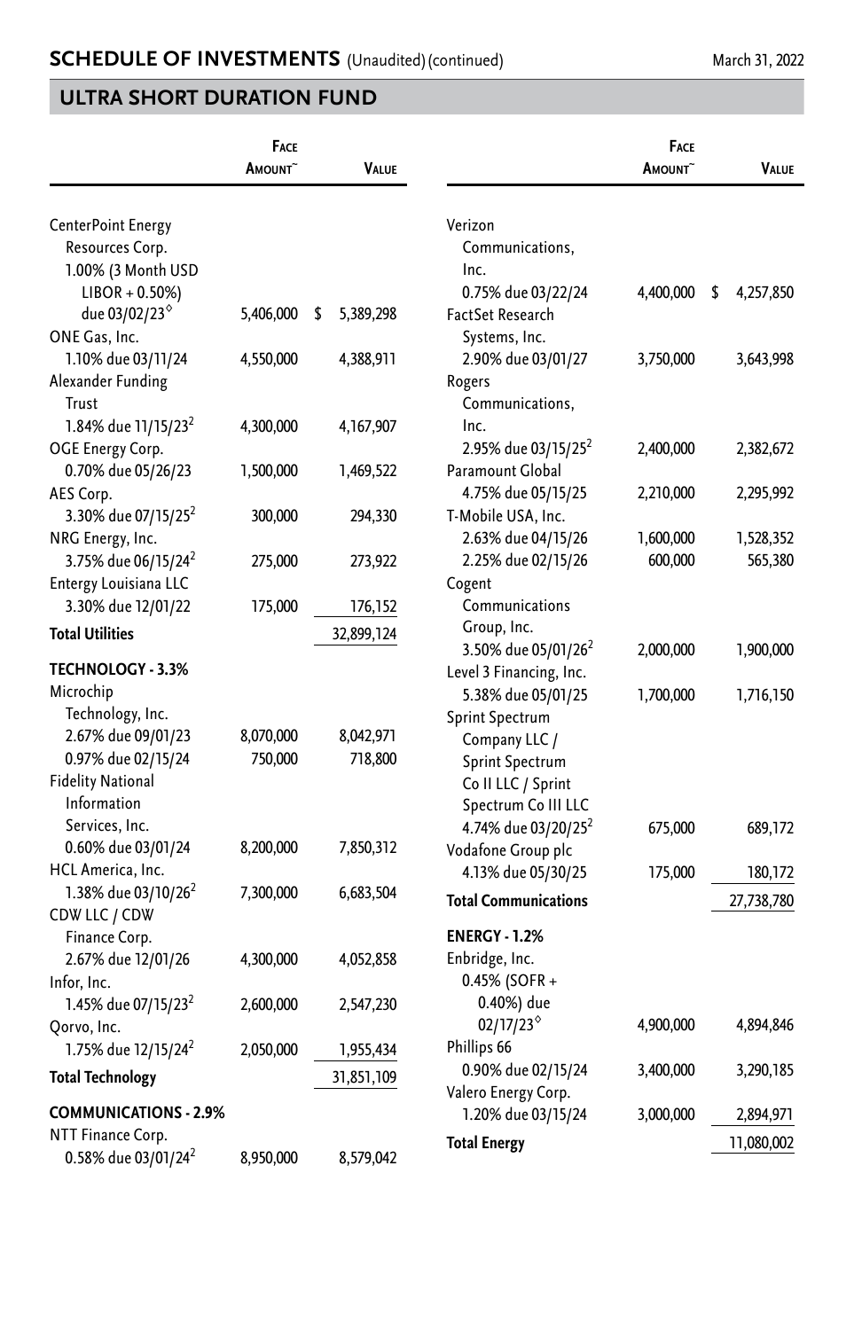## SCHEDULE OF INVESTMENTS (Unaudited) (continued)

March 31, 2022

## ULTRA SHORT DURATION FUND

| | Face Amount~ | Value |
|---|---|---|
| CenterPoint Energy Resources Corp. | | |
| 1.00% (3 Month USD LIBOR + 0.50%) due 03/02/23◊ | 5,406,000 | $ 5,389,298 |
| ONE Gas, Inc. | | |
| 1.10% due 03/11/24 | 4,550,000 | 4,388,911 |
| Alexander Funding Trust | | |
| 1.84% due 11/15/23[2] | 4,300,000 | 4,167,907 |
| OGE Energy Corp. | | |
| 0.70% due 05/26/23 | 1,500,000 | 1,469,522 |
| AES Corp. | | |
| 3.30% due 07/15/25[2] | 300,000 | 294,330 |
| NRG Energy, Inc. | | |
| 3.75% due 06/15/24[2] | 275,000 | 273,922 |
| Entergy Louisiana LLC | | |
| 3.30% due 12/01/22 | 175,000 | 176,152 |
| **Total Utilities** | | 32,899,124 |
| **TECHNOLOGY - 3.3%** | | |
| Microchip Technology, Inc. | | |
| 2.67% due 09/01/23 | 8,070,000 | 8,042,971 |
| 0.97% due 02/15/24 | 750,000 | 718,800 |
| Fidelity National Information Services, Inc. | | |
| 0.60% due 03/01/24 | 8,200,000 | 7,850,312 |
| HCL America, Inc. | | |
| 1.38% due 03/10/26[2] | 7,300,000 | 6,683,504 |
| CDW LLC / CDW Finance Corp. | | |
| 2.67% due 12/01/26 | 4,300,000 | 4,052,858 |
| Infor, Inc. | | |
| 1.45% due 07/15/23[2] | 2,600,000 | 2,547,230 |
| Qorvo, Inc. | | |
| 1.75% due 12/15/24[2] | 2,050,000 | 1,955,434 |
| **Total Technology** | | 31,851,109 |
| **COMMUNICATIONS - 2.9%** | | |
| NTT Finance Corp. | | |
| 0.58% due 03/01/24[2] | 8,950,000 | 8,579,042 |
| Verizon Communications, Inc. | | |
| 0.75% due 03/22/24 | 4,400,000 | $ 4,257,850 |
| FactSet Research Systems, Inc. | | |
| 2.90% due 03/01/27 | 3,750,000 | 3,643,998 |
| Rogers Communications, Inc. | | |
| 2.95% due 03/15/25[2] | 2,400,000 | 2,382,672 |
| Paramount Global | | |
| 4.75% due 05/15/25 | 2,210,000 | 2,295,992 |
| T-Mobile USA, Inc. | | |
| 2.63% due 04/15/26 | 1,600,000 | 1,528,352 |
| 2.25% due 02/15/26 | 600,000 | 565,380 |
| Cogent Communications Group, Inc. | | |
| 3.50% due 05/01/26[2] | 2,000,000 | 1,900,000 |
| Level 3 Financing, Inc. | | |
| 5.38% due 05/01/25 | 1,700,000 | 1,716,150 |
| Sprint Spectrum Company LLC / Sprint Spectrum Co II LLC / Sprint Spectrum Co III LLC | | |
| 4.74% due 03/20/25[2] | 675,000 | 689,172 |
| Vodafone Group plc | | |
| 4.13% due 05/30/25 | 175,000 | 180,172 |
| **Total Communications** | | 27,738,780 |
| **ENERGY - 1.2%** | | |
| Enbridge, Inc. | | |
| 0.45% (SOFR + 0.40%) due 02/17/23◊ | 4,900,000 | 4,894,846 |
| Phillips 66 | | |
| 0.90% due 02/15/24 | 3,400,000 | 3,290,185 |
| Valero Energy Corp. | | |
| 1.20% due 03/15/24 | 3,000,000 | 2,894,971 |
| **Total Energy** | | 11,080,002 |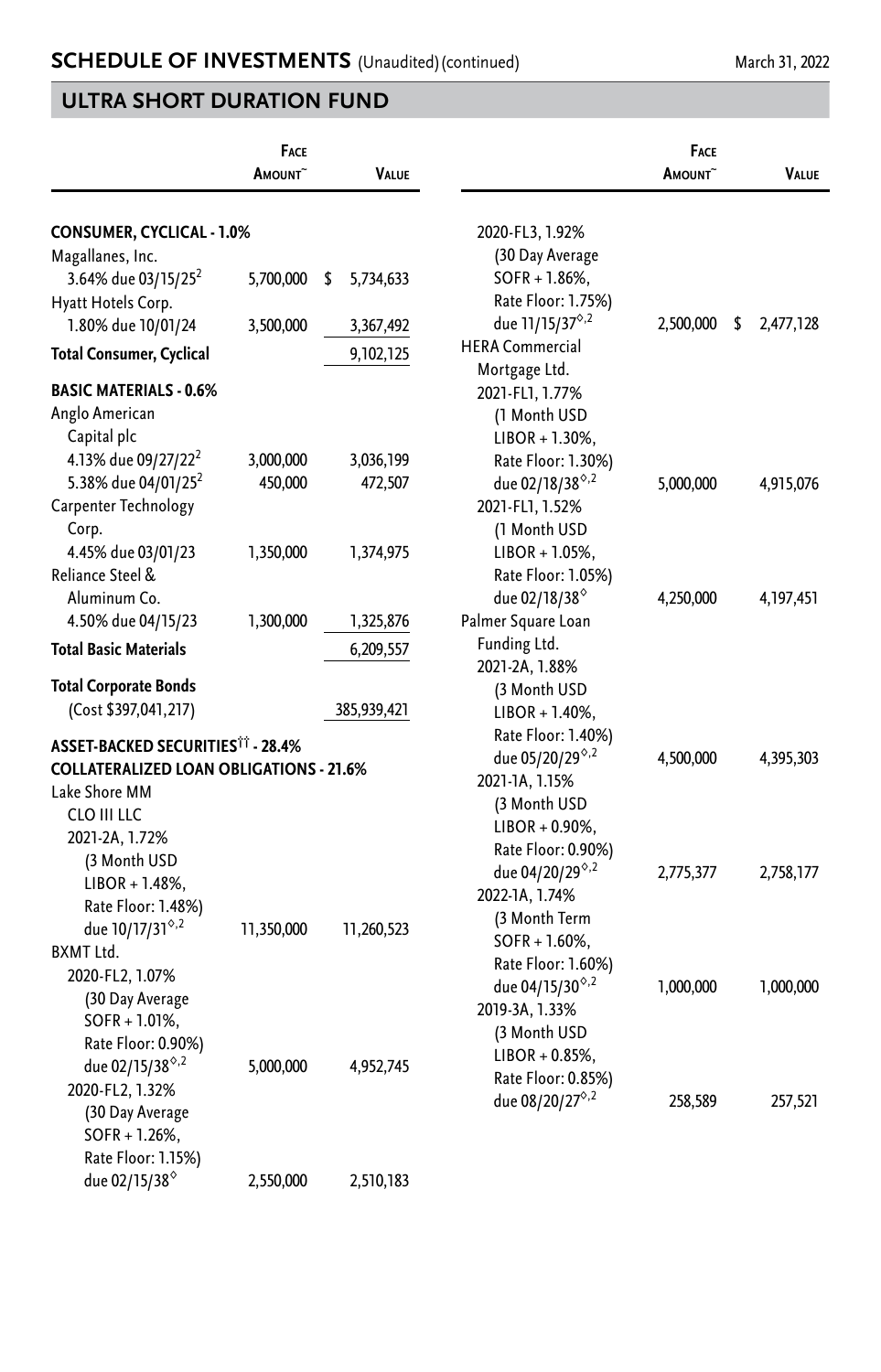## SCHEDULE OF INVESTMENTS (Unaudited) (continued)

March 31, 2022

## ULTRA SHORT DURATION FUND

| | Face Amount~ | Value |
|---|---|---|
| **CONSUMER, CYCLICAL - 1.0%** | | |
| Magallanes, Inc. | | |
| 3.64% due 03/15/25[2] | 5,700,000 | $ 5,734,633 |
| Hyatt Hotels Corp. | | |
| 1.80% due 10/01/24 | 3,500,000 | 3,367,492 |
| **Total Consumer, Cyclical** | | 9,102,125 |
| **BASIC MATERIALS - 0.6%** | | |
| Anglo American Capital plc | | |
| 4.13% due 09/27/22[2] | 3,000,000 | 3,036,199 |
| 5.38% due 04/01/25[2] | 450,000 | 472,507 |
| Carpenter Technology Corp. | | |
| 4.45% due 03/01/23 | 1,350,000 | 1,374,975 |
| Reliance Steel & Aluminum Co. | | |
| 4.50% due 04/15/23 | 1,300,000 | 1,325,876 |
| **Total Basic Materials** | | 6,209,557 |
| **Total Corporate Bonds** | | |
| (Cost $397,041,217) | | 385,939,421 |
| **ASSET-BACKED SECURITIES†† - 28.4%** | | |
| **COLLATERALIZED LOAN OBLIGATIONS - 21.6%** | | |
| Lake Shore MM CLO III LLC | | |
| 2021-2A, 1.72% (3 Month USD LIBOR + 1.48%, Rate Floor: 1.48%) due 10/17/31◊,2 | 11,350,000 | 11,260,523 |
| BXMT Ltd. | | |
| 2020-FL2, 1.07% (30 Day Average SOFR + 1.01%, Rate Floor: 0.90%) due 02/15/38◊,2 | 5,000,000 | 4,952,745 |
| 2020-FL2, 1.32% (30 Day Average SOFR + 1.26%, Rate Floor: 1.15%) due 02/15/38◊ | 2,550,000 | 2,510,183 |
| 2020-FL3, 1.92% (30 Day Average SOFR + 1.86%, Rate Floor: 1.75%) due 11/15/37◊,2 | 2,500,000 | $ 2,477,128 |
| HERA Commercial Mortgage Ltd. | | |
| 2021-FL1, 1.77% (1 Month USD LIBOR + 1.30%, Rate Floor: 1.30%) due 02/18/38◊,2 | 5,000,000 | 4,915,076 |
| 2021-FL1, 1.52% (1 Month USD LIBOR + 1.05%, Rate Floor: 1.05%) due 02/18/38◊ | 4,250,000 | 4,197,451 |
| Palmer Square Loan Funding Ltd. | | |
| 2021-2A, 1.88% (3 Month USD LIBOR + 1.40%, Rate Floor: 1.40%) due 05/20/29◊,2 | 4,500,000 | 4,395,303 |
| 2021-1A, 1.15% (3 Month USD LIBOR + 0.90%, Rate Floor: 0.90%) due 04/20/29◊,2 | 2,775,377 | 2,758,177 |
| 2022-1A, 1.74% (3 Month Term SOFR + 1.60%, Rate Floor: 1.60%) due 04/15/30◊,2 | 1,000,000 | 1,000,000 |
| 2019-3A, 1.33% (3 Month USD LIBOR + 0.85%, Rate Floor: 0.85%) due 08/20/27◊,2 | 258,589 | 257,521 |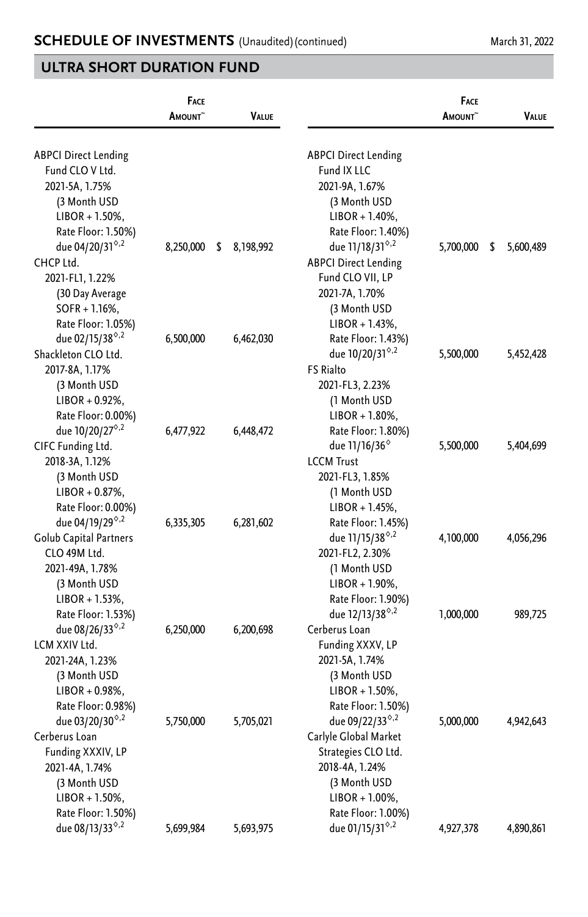## SCHEDULE OF INVESTMENTS (Unaudited) (continued)

March 31, 2022

## ULTRA SHORT DURATION FUND

| | Face Amount~ | Value |
|---|---|---|
| ABPCI Direct Lending Fund CLO V Ltd. 2021-5A, 1.75% (3 Month USD LIBOR + 1.50%, Rate Floor: 1.50%) due 04/20/31◊,2 | 8,250,000 | $ 8,198,992 |
| CHCP Ltd. 2021-FL1, 1.22% (30 Day Average SOFR + 1.16%, Rate Floor: 1.05%) due 02/15/38◊,2 | 6,500,000 | 6,462,030 |
| Shackleton CLO Ltd. 2017-8A, 1.17% (3 Month USD LIBOR + 0.92%, Rate Floor: 0.00%) due 10/20/27◊,2 | 6,477,922 | 6,448,472 |
| CIFC Funding Ltd. 2018-3A, 1.12% (3 Month USD LIBOR + 0.87%, Rate Floor: 0.00%) due 04/19/29◊,2 | 6,335,305 | 6,281,602 |
| Golub Capital Partners CLO 49M Ltd. 2021-49A, 1.78% (3 Month USD LIBOR + 1.53%, Rate Floor: 1.53%) due 08/26/33◊,2 | 6,250,000 | 6,200,698 |
| LCM XXIV Ltd. 2021-24A, 1.23% (3 Month USD LIBOR + 0.98%, Rate Floor: 0.98%) due 03/20/30◊,2 | 5,750,000 | 5,705,021 |
| Cerberus Loan Funding XXXIV, LP 2021-4A, 1.74% (3 Month USD LIBOR + 1.50%, Rate Floor: 1.50%) due 08/13/33◊,2 | 5,699,984 | 5,693,975 |
| ABPCI Direct Lending Fund IX LLC 2021-9A, 1.67% (3 Month USD LIBOR + 1.40%, Rate Floor: 1.40%) due 11/18/31◊,2 | 5,700,000 | $ 5,600,489 |
| ABPCI Direct Lending Fund CLO VII, LP 2021-7A, 1.70% (3 Month USD LIBOR + 1.43%, Rate Floor: 1.43%) due 10/20/31◊,2 | 5,500,000 | 5,452,428 |
| FS Rialto 2021-FL3, 2.23% (1 Month USD LIBOR + 1.80%, Rate Floor: 1.80%) due 11/16/36◊ | 5,500,000 | 5,404,699 |
| LCCM Trust 2021-FL3, 1.85% (1 Month USD LIBOR + 1.45%, Rate Floor: 1.45%) due 11/15/38◊,2 | 4,100,000 | 4,056,296 |
| LCCM Trust 2021-FL2, 2.30% (1 Month USD LIBOR + 1.90%, Rate Floor: 1.90%) due 12/13/38◊,2 | 1,000,000 | 989,725 |
| Cerberus Loan Funding XXXV, LP 2021-5A, 1.74% (3 Month USD LIBOR + 1.50%, Rate Floor: 1.50%) due 09/22/33◊,2 | 5,000,000 | 4,942,643 |
| Carlyle Global Market Strategies CLO Ltd. 2018-4A, 1.24% (3 Month USD LIBOR + 1.00%, Rate Floor: 1.00%) due 01/15/31◊,2 | 4,927,378 | 4,890,861 |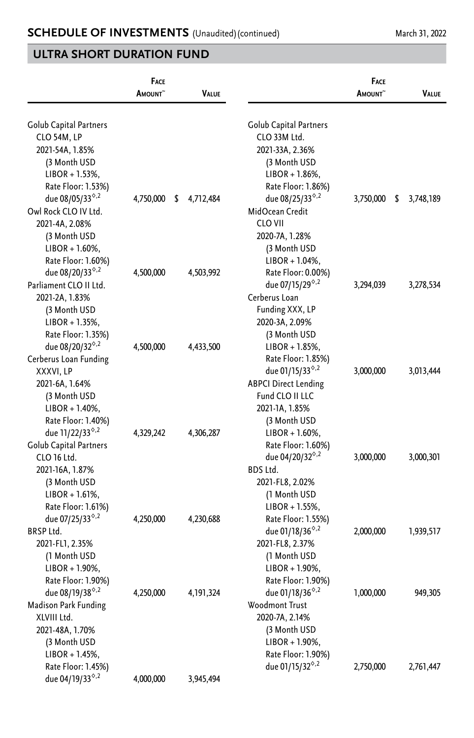## ULTRA SHORT DURATION FUND

| | Face Amount~ | Value |
|---|---|---|
| Golub Capital Partners CLO 54M, LP | | |
| 2021-54A, 1.85% (3 Month USD LIBOR + 1.53%, Rate Floor: 1.53%) due 08/05/33◊,2 | 4,750,000 | $ 4,712,484 |
| Owl Rock CLO IV Ltd. | | |
| 2021-4A, 2.08% (3 Month USD LIBOR + 1.60%, Rate Floor: 1.60%) due 08/20/33◊,2 | 4,500,000 | 4,503,992 |
| Parliament CLO II Ltd. | | |
| 2021-2A, 1.83% (3 Month USD LIBOR + 1.35%, Rate Floor: 1.35%) due 08/20/32◊,2 | 4,500,000 | 4,433,500 |
| Cerberus Loan Funding XXXVI, LP | | |
| 2021-6A, 1.64% (3 Month USD LIBOR + 1.40%, Rate Floor: 1.40%) due 11/22/33◊,2 | 4,329,242 | 4,306,287 |
| Golub Capital Partners CLO 16 Ltd. | | |
| 2021-16A, 1.87% (3 Month USD LIBOR + 1.61%, Rate Floor: 1.61%) due 07/25/33◊,2 | 4,250,000 | 4,230,688 |
| BRSP Ltd. | | |
| 2021-FL1, 2.35% (1 Month USD LIBOR + 1.90%, Rate Floor: 1.90%) due 08/19/38◊,2 | 4,250,000 | 4,191,324 |
| Madison Park Funding XLVIII Ltd. | | |
| 2021-48A, 1.70% (3 Month USD LIBOR + 1.45%, Rate Floor: 1.45%) due 04/19/33◊,2 | 4,000,000 | 3,945,494 |
| Golub Capital Partners CLO 33M Ltd. | | |
| 2021-33A, 2.36% (3 Month USD LIBOR + 1.86%, Rate Floor: 1.86%) due 08/25/33◊,2 | 3,750,000 | $ 3,748,189 |
| MidOcean Credit CLO VII | | |
| 2020-7A, 1.28% (3 Month USD LIBOR + 1.04%, Rate Floor: 0.00%) due 07/15/29◊,2 | 3,294,039 | 3,278,534 |
| Cerberus Loan Funding XXX, LP | | |
| 2020-3A, 2.09% (3 Month USD LIBOR + 1.85%, Rate Floor: 1.85%) due 01/15/33◊,2 | 3,000,000 | 3,013,444 |
| ABPCI Direct Lending Fund CLO II LLC | | |
| 2021-1A, 1.85% (3 Month USD LIBOR + 1.60%, Rate Floor: 1.60%) due 04/20/32◊,2 | 3,000,000 | 3,000,301 |
| BDS Ltd. | | |
| 2021-FL8, 2.02% (1 Month USD LIBOR + 1.55%, Rate Floor: 1.55%) due 01/18/36◊,2 | 2,000,000 | 1,939,517 |
| 2021-FL8, 2.37% (1 Month USD LIBOR + 1.90%, Rate Floor: 1.90%) due 01/18/36◊,2 | 1,000,000 | 949,305 |
| Woodmont Trust | | |
| 2020-7A, 2.14% (3 Month USD LIBOR + 1.90%, Rate Floor: 1.90%) due 01/15/32◊,2 | 2,750,000 | 2,761,447 |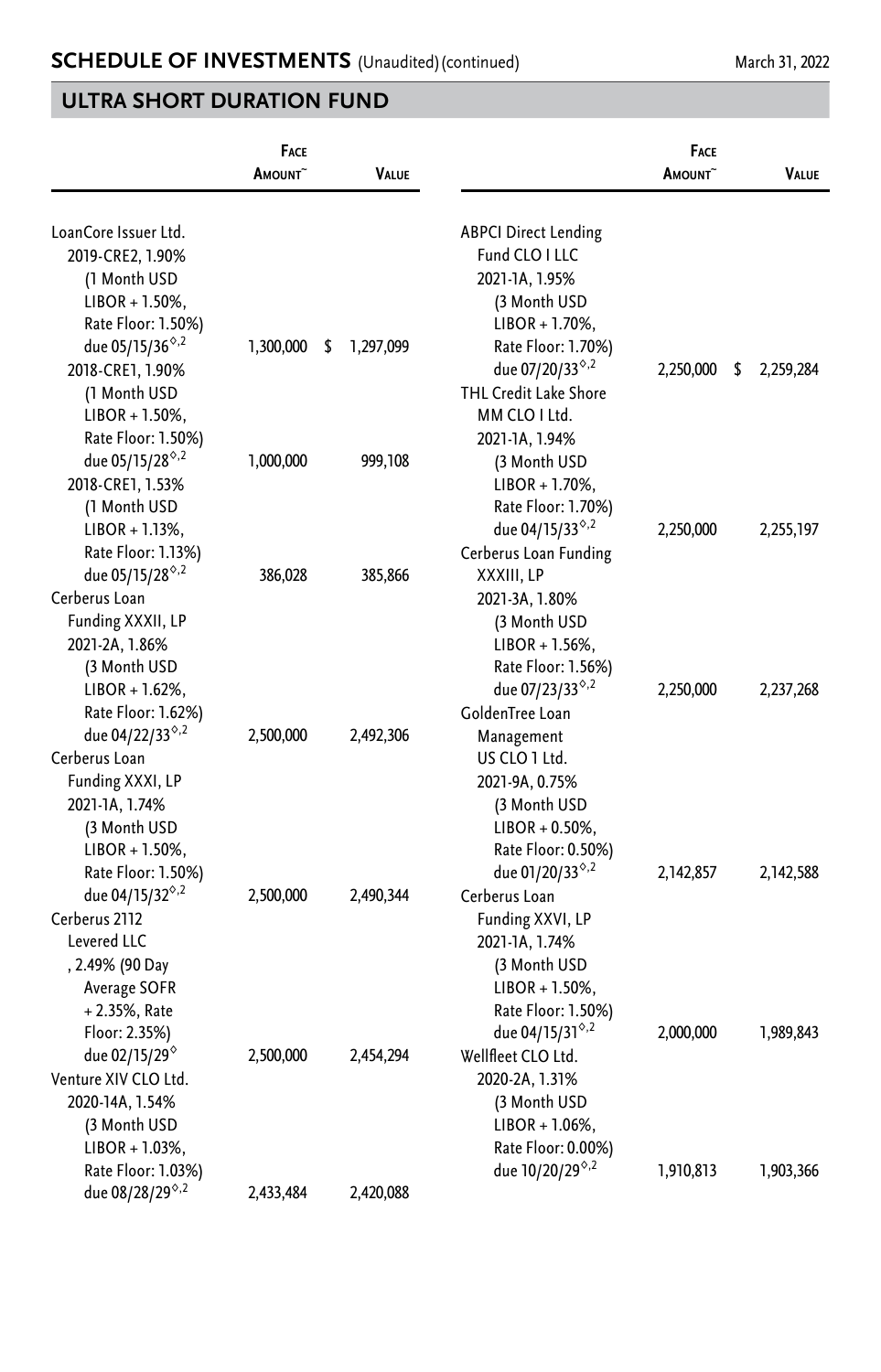## SCHEDULE OF INVESTMENTS (Unaudited) (continued)

March 31, 2022

## ULTRA SHORT DURATION FUND

| | Face Amount~ | Value |
|---|---|---|
| LoanCore Issuer Ltd. | | |
| 2019-CRE2, 1.90% (1 Month USD LIBOR + 1.50%, Rate Floor: 1.50%) due 05/15/36◊,2 | 1,300,000 | $ 1,297,099 |
| 2018-CRE1, 1.90% (1 Month USD LIBOR + 1.50%, Rate Floor: 1.50%) due 05/15/28◊,2 | 1,000,000 | 999,108 |
| 2018-CRE1, 1.53% (1 Month USD LIBOR + 1.13%, Rate Floor: 1.13%) due 05/15/28◊,2 | 386,028 | 385,866 |
| Cerberus Loan Funding XXXII, LP | | |
| 2021-2A, 1.86% (3 Month USD LIBOR + 1.62%, Rate Floor: 1.62%) due 04/22/33◊,2 | 2,500,000 | 2,492,306 |
| Cerberus Loan Funding XXXI, LP | | |
| 2021-1A, 1.74% (3 Month USD LIBOR + 1.50%, Rate Floor: 1.50%) due 04/15/32◊,2 | 2,500,000 | 2,490,344 |
| Cerberus 2112 Levered LLC | | |
| , 2.49% (90 Day Average SOFR + 2.35%, Rate Floor: 2.35%) due 02/15/29◊ | 2,500,000 | 2,454,294 |
| Venture XIV CLO Ltd. | | |
| 2020-14A, 1.54% (3 Month USD LIBOR + 1.03%, Rate Floor: 1.03%) due 08/28/29◊,2 | 2,433,484 | 2,420,088 |
| ABPCI Direct Lending Fund CLO I LLC | | |
| 2021-1A, 1.95% (3 Month USD LIBOR + 1.70%, Rate Floor: 1.70%) due 07/20/33◊,2 | 2,250,000 | $ 2,259,284 |
| THL Credit Lake Shore MM CLO I Ltd. | | |
| 2021-1A, 1.94% (3 Month USD LIBOR + 1.70%, Rate Floor: 1.70%) due 04/15/33◊,2 | 2,250,000 | 2,255,197 |
| Cerberus Loan Funding XXXIII, LP | | |
| 2021-3A, 1.80% (3 Month USD LIBOR + 1.56%, Rate Floor: 1.56%) due 07/23/33◊,2 | 2,250,000 | 2,237,268 |
| GoldenTree Loan Management US CLO 1 Ltd. | | |
| 2021-9A, 0.75% (3 Month USD LIBOR + 0.50%, Rate Floor: 0.50%) due 01/20/33◊,2 | 2,142,857 | 2,142,588 |
| Cerberus Loan Funding XXVI, LP | | |
| 2021-1A, 1.74% (3 Month USD LIBOR + 1.50%, Rate Floor: 1.50%) due 04/15/31◊,2 | 2,000,000 | 1,989,843 |
| Wellfleet CLO Ltd. | | |
| 2020-2A, 1.31% (3 Month USD LIBOR + 1.06%, Rate Floor: 0.00%) due 10/20/29◊,2 | 1,910,813 | 1,903,366 |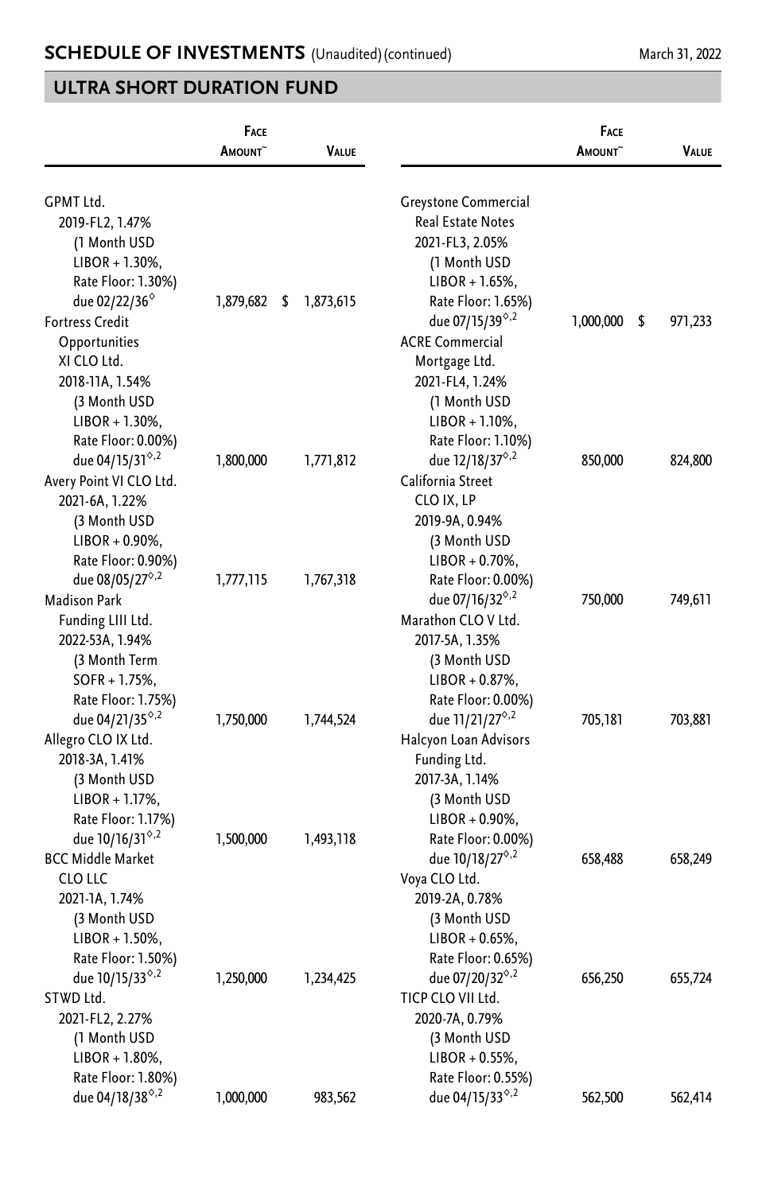## SCHEDULE OF INVESTMENTS (Unaudited)(continued)

March 31, 2022

## ULTRA SHORT DURATION FUND

| | Face Amount~ | Value |
|---|---|---|
| GPMT Ltd. 2019-FL2, 1.47% (1 Month USD LIBOR + 1.30%, Rate Floor: 1.30%) due 02/22/36◊ | 1,879,682 | $ 1,873,615 |
| Fortress Credit Opportunities XI CLO Ltd. 2018-11A, 1.54% (3 Month USD LIBOR + 1.30%, Rate Floor: 0.00%) due 04/15/31◊,2 | 1,800,000 | 1,771,812 |
| Avery Point VI CLO Ltd. 2021-6A, 1.22% (3 Month USD LIBOR + 0.90%, Rate Floor: 0.90%) due 08/05/27◊,2 | 1,777,115 | 1,767,318 |
| Madison Park Funding LIII Ltd. 2022-53A, 1.94% (3 Month Term SOFR + 1.75%, Rate Floor: 1.75%) due 04/21/35◊,2 | 1,750,000 | 1,744,524 |
| Allegro CLO IX Ltd. 2018-3A, 1.41% (3 Month USD LIBOR + 1.17%, Rate Floor: 1.17%) due 10/16/31◊,2 | 1,500,000 | 1,493,118 |
| BCC Middle Market CLO LLC 2021-1A, 1.74% (3 Month USD LIBOR + 1.50%, Rate Floor: 1.50%) due 10/15/33◊,2 | 1,250,000 | 1,234,425 |
| STWD Ltd. 2021-FL2, 2.27% (1 Month USD LIBOR + 1.80%, Rate Floor: 1.80%) due 04/18/38◊,2 | 1,000,000 | 983,562 |
| Greystone Commercial Real Estate Notes 2021-FL3, 2.05% (1 Month USD LIBOR + 1.65%, Rate Floor: 1.65%) due 07/15/39◊,2 | 1,000,000 | $ 971,233 |
| ACRE Commercial Mortgage Ltd. 2021-FL4, 1.24% (1 Month USD LIBOR + 1.10%, Rate Floor: 1.10%) due 12/18/37◊,2 | 850,000 | 824,800 |
| California Street CLO IX, LP 2019-9A, 0.94% (3 Month USD LIBOR + 0.70%, Rate Floor: 0.00%) due 07/16/32◊,2 | 750,000 | 749,611 |
| Marathon CLO V Ltd. 2017-5A, 1.35% (3 Month USD LIBOR + 0.87%, Rate Floor: 0.00%) due 11/21/27◊,2 | 705,181 | 703,881 |
| Halcyon Loan Advisors Funding Ltd. 2017-3A, 1.14% (3 Month USD LIBOR + 0.90%, Rate Floor: 0.00%) due 10/18/27◊,2 | 658,488 | 658,249 |
| Voya CLO Ltd. 2019-2A, 0.78% (3 Month USD LIBOR + 0.65%, Rate Floor: 0.65%) due 07/20/32◊,2 | 656,250 | 655,724 |
| TICP CLO VII Ltd. 2020-7A, 0.79% (3 Month USD LIBOR + 0.55%, Rate Floor: 0.55%) due 04/15/33◊,2 | 562,500 | 562,414 |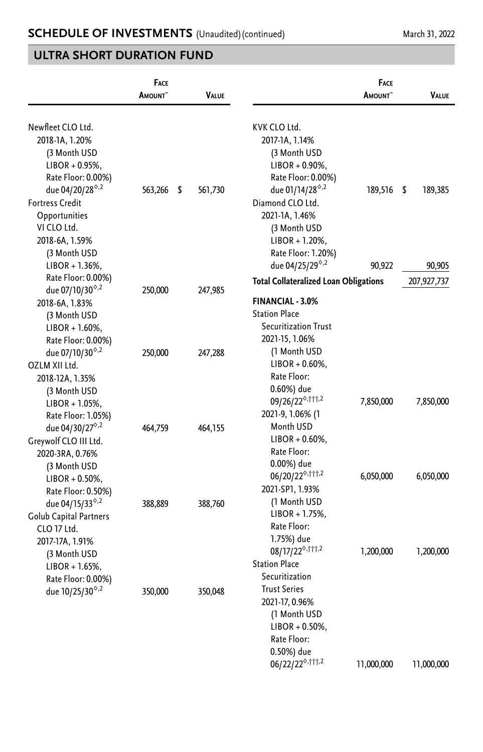## SCHEDULE OF INVESTMENTS (Unaudited)(continued)

March 31, 2022

## ULTRA SHORT DURATION FUND

| | Face Amount~ | Value |
|---|---|---|
| Newfleet CLO Ltd. | | |
| 2018-1A, 1.20% (3 Month USD LIBOR + 0.95%, Rate Floor: 0.00%) due 04/20/28◊,2 | 563,266 | $ 561,730 |
| Fortress Credit Opportunities VI CLO Ltd. | | |
| 2018-6A, 1.59% (3 Month USD LIBOR + 1.36%, Rate Floor: 0.00%) due 07/10/30◊,2 | 250,000 | 247,985 |
| 2018-6A, 1.83% (3 Month USD LIBOR + 1.60%, Rate Floor: 0.00%) due 07/10/30◊,2 | 250,000 | 247,288 |
| OZLM XII Ltd. | | |
| 2018-12A, 1.35% (3 Month USD LIBOR + 1.05%, Rate Floor: 1.05%) due 04/30/27◊,2 | 464,759 | 464,155 |
| Greywolf CLO III Ltd. | | |
| 2020-3RA, 0.76% (3 Month USD LIBOR + 0.50%, Rate Floor: 0.50%) due 04/15/33◊,2 | 388,889 | 388,760 |
| Golub Capital Partners CLO 17 Ltd. | | |
| 2017-17A, 1.91% (3 Month USD LIBOR + 1.65%, Rate Floor: 0.00%) due 10/25/30◊,2 | 350,000 | 350,048 |
| KVK CLO Ltd. | | |
| 2017-1A, 1.14% (3 Month USD LIBOR + 0.90%, Rate Floor: 0.00%) due 01/14/28◊,2 | 189,516 | $ 189,385 |
| Diamond CLO Ltd. | | |
| 2021-1A, 1.46% (3 Month USD LIBOR + 1.20%, Rate Floor: 1.20%) due 04/25/29◊,2 | 90,922 | 90,905 |
| **Total Collateralized Loan Obligations** | | 207,927,737 |
| **FINANCIAL - 3.0%** | | |
| Station Place Securitization Trust | | |
| 2021-15, 1.06% (1 Month USD LIBOR + 0.60%, Rate Floor: 0.60%) due 09/26/22◊,†††,2 | 7,850,000 | 7,850,000 |
| 2021-9, 1.06% (1 Month USD LIBOR + 0.60%, Rate Floor: 0.00%) due 06/20/22◊,†††,2 | 6,050,000 | 6,050,000 |
| 2021-SP1, 1.93% (1 Month USD LIBOR + 1.75%, Rate Floor: 1.75%) due 08/17/22◊,†††,2 | 1,200,000 | 1,200,000 |
| Station Place Securitization Trust Series | | |
| 2021-17, 0.96% (1 Month USD LIBOR + 0.50%, Rate Floor: 0.50%) due 06/22/22◊,†††,2 | 11,000,000 | 11,000,000 |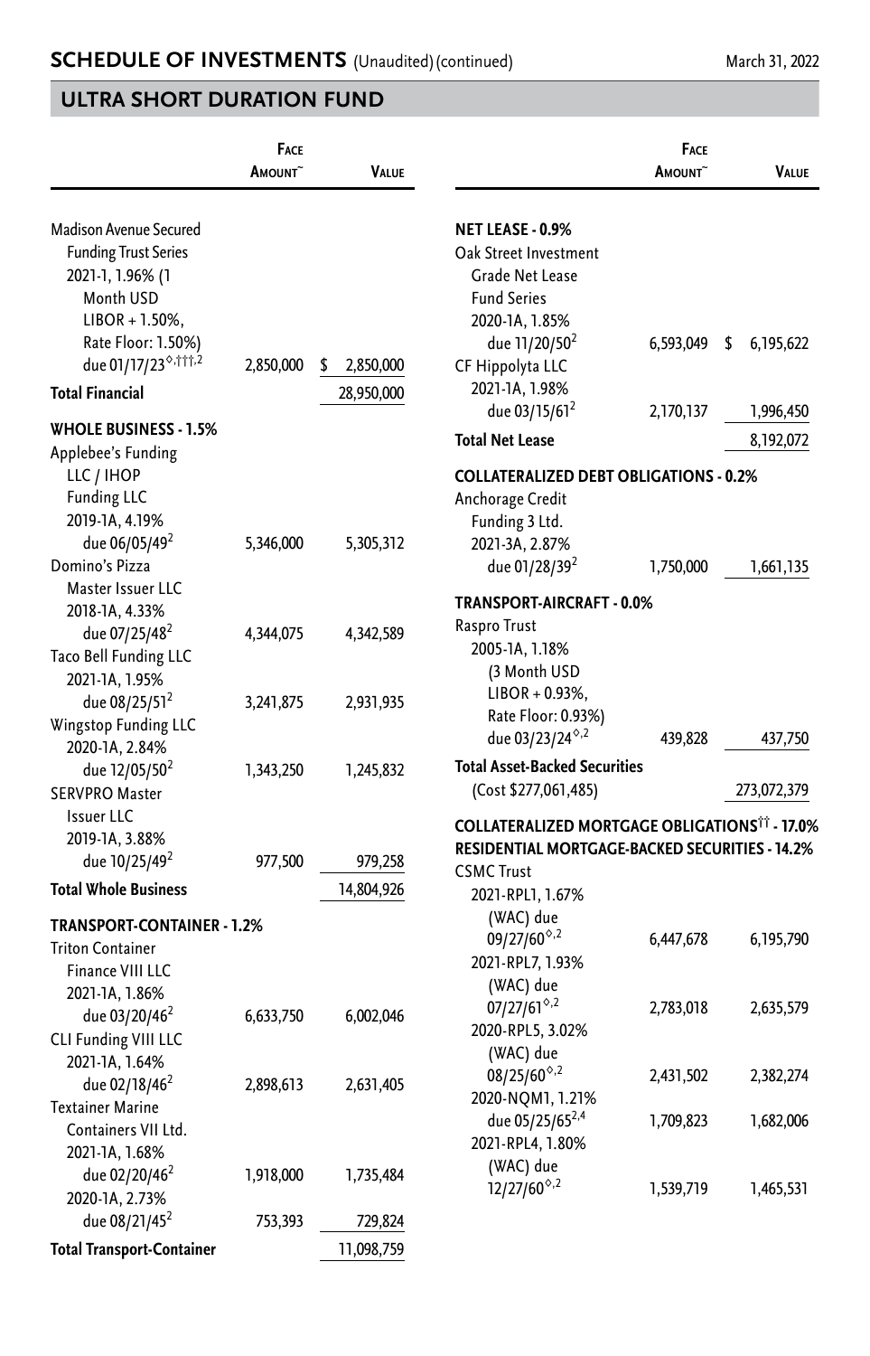## SCHEDULE OF INVESTMENTS (Unaudited) (continued)

March 31, 2022

## ULTRA SHORT DURATION FUND

| | Face Amount~ | Value |
|---|---|---|
| Madison Avenue Secured Funding Trust Series 2021-1, 1.96% (1 Month USD LIBOR + 1.50%, Rate Floor: 1.50%) due 01/17/23◊,†††,2 | 2,850,000 | $ 2,850,000 |
| **Total Financial** | | 28,950,000 |
| **WHOLE BUSINESS - 1.5%** | | |
| Applebee's Funding LLC / IHOP Funding LLC 2019-1A, 4.19% due 06/05/49[2] | 5,346,000 | 5,305,312 |
| Domino's Pizza Master Issuer LLC 2018-1A, 4.33% due 07/25/48[2] | 4,344,075 | 4,342,589 |
| Taco Bell Funding LLC 2021-1A, 1.95% due 08/25/51[2] | 3,241,875 | 2,931,935 |
| Wingstop Funding LLC 2020-1A, 2.84% due 12/05/50[2] | 1,343,250 | 1,245,832 |
| SERVPRO Master Issuer LLC 2019-1A, 3.88% due 10/25/49[2] | 977,500 | 979,258 |
| **Total Whole Business** | | 14,804,926 |
| **TRANSPORT-CONTAINER - 1.2%** | | |
| Triton Container Finance VIII LLC 2021-1A, 1.86% due 03/20/46[2] | 6,633,750 | 6,002,046 |
| CLI Funding VIII LLC 2021-1A, 1.64% due 02/18/46[2] | 2,898,613 | 2,631,405 |
| Textainer Marine Containers VII Ltd. | | |
| 2021-1A, 1.68% due 02/20/46[2] | 1,918,000 | 1,735,484 |
| 2020-1A, 2.73% due 08/21/45[2] | 753,393 | 729,824 |
| **Total Transport-Container** | | 11,098,759 |
| **NET LEASE - 0.9%** | | |
| Oak Street Investment Grade Net Lease Fund Series 2020-1A, 1.85% due 11/20/50[2] | 6,593,049 | $ 6,195,622 |
| CF Hippolyta LLC 2021-1A, 1.98% due 03/15/61[2] | 2,170,137 | 1,996,450 |
| **Total Net Lease** | | 8,192,072 |
| **COLLATERALIZED DEBT OBLIGATIONS - 0.2%** | | |
| Anchorage Credit Funding 3 Ltd. 2021-3A, 2.87% due 01/28/39[2] | 1,750,000 | 1,661,135 |
| **TRANSPORT-AIRCRAFT - 0.0%** | | |
| Raspro Trust 2005-1A, 1.18% (3 Month USD LIBOR + 0.93%, Rate Floor: 0.93%) due 03/23/24◊,2 | 439,828 | 437,750 |
| **Total Asset-Backed Securities** (Cost $277,061,485) | | 273,072,379 |
| **COLLATERALIZED MORTGAGE OBLIGATIONS†† - 17.0%** | | |
| **RESIDENTIAL MORTGAGE-BACKED SECURITIES - 14.2%** | | |
| CSMC Trust | | |
| 2021-RPL1, 1.67% (WAC) due 09/27/60◊,2 | 6,447,678 | 6,195,790 |
| 2021-RPL7, 1.93% (WAC) due 07/27/61◊,2 | 2,783,018 | 2,635,579 |
| 2020-RPL5, 3.02% (WAC) due 08/25/60◊,2 | 2,431,502 | 2,382,274 |
| 2020-NQM1, 1.21% due 05/25/65[2,4] | 1,709,823 | 1,682,006 |
| 2021-RPL4, 1.80% (WAC) due 12/27/60◊,2 | 1,539,719 | 1,465,531 |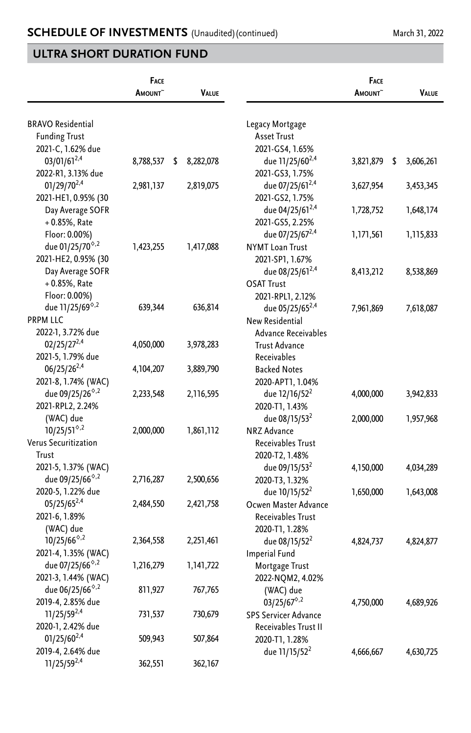## SCHEDULE OF INVESTMENTS (Unaudited) (continued)

March 31, 2022

## ULTRA SHORT DURATION FUND

| | Face Amount~ | Value |
|---|---|---|
| **BRAVO Residential Funding Trust** | | |
| 2021-C, 1.62% due 03/01/61[2,4] | 8,788,537 | $ 8,282,078 |
| 2022-R1, 3.13% due 01/29/70[2,4] | 2,981,137 | 2,819,075 |
| 2021-HE1, 0.95% (30 Day Average SOFR + 0.85%, Rate Floor: 0.00%) due 01/25/70[◊,2] | 1,423,255 | 1,417,088 |
| 2021-HE2, 0.95% (30 Day Average SOFR + 0.85%, Rate Floor: 0.00%) due 11/25/69[◊,2] | 639,344 | 636,814 |
| **PRPM LLC** | | |
| 2022-1, 3.72% due 02/25/27[2,4] | 4,050,000 | 3,978,283 |
| 2021-5, 1.79% due 06/25/26[2,4] | 4,104,207 | 3,889,790 |
| 2021-8, 1.74% (WAC) due 09/25/26[◊,2] | 2,233,548 | 2,116,595 |
| 2021-RPL2, 2.24% (WAC) due 10/25/51[◊,2] | 2,000,000 | 1,861,112 |
| **Verus Securitization Trust** | | |
| 2021-5, 1.37% (WAC) due 09/25/66[◊,2] | 2,716,287 | 2,500,656 |
| 2020-5, 1.22% due 05/25/65[2,4] | 2,484,550 | 2,421,758 |
| 2021-6, 1.89% (WAC) due 10/25/66[◊,2] | 2,364,558 | 2,251,461 |
| 2021-4, 1.35% (WAC) due 07/25/66[◊,2] | 1,216,279 | 1,141,722 |
| 2021-3, 1.44% (WAC) due 06/25/66[◊,2] | 811,927 | 767,765 |
| 2019-4, 2.85% due 11/25/59[2,4] | 731,537 | 730,679 |
| 2020-1, 2.42% due 01/25/60[2,4] | 509,943 | 507,864 |
| 2019-4, 2.64% due 11/25/59[2,4] | 362,551 | 362,167 |
| **Legacy Mortgage Asset Trust** | | |
| 2021-GS4, 1.65% due 11/25/60[2,4] | 3,821,879 | $ 3,606,261 |
| 2021-GS3, 1.75% due 07/25/61[2,4] | 3,627,954 | 3,453,345 |
| 2021-GS2, 1.75% due 04/25/61[2,4] | 1,728,752 | 1,648,174 |
| 2021-GS5, 2.25% due 07/25/67[2,4] | 1,171,561 | 1,115,833 |
| **NYMT Loan Trust** | | |
| 2021-SP1, 1.67% due 08/25/61[2,4] | 8,413,212 | 8,538,869 |
| **OSAT Trust** | | |
| 2021-RPL1, 2.12% due 05/25/65[2,4] | 7,961,869 | 7,618,087 |
| **New Residential Advance Receivables Trust Advance Receivables Backed Notes** | | |
| 2020-APT1, 1.04% due 12/16/52[2] | 4,000,000 | 3,942,833 |
| 2020-T1, 1.43% due 08/15/53[2] | 2,000,000 | 1,957,968 |
| **NRZ Advance Receivables Trust** | | |
| 2020-T2, 1.48% due 09/15/53[2] | 4,150,000 | 4,034,289 |
| 2020-T3, 1.32% due 10/15/52[2] | 1,650,000 | 1,643,008 |
| **Ocwen Master Advance Receivables Trust** | | |
| 2020-T1, 1.28% due 08/15/52[2] | 4,824,737 | 4,824,877 |
| **Imperial Fund Mortgage Trust** | | |
| 2022-NQM2, 4.02% (WAC) due 03/25/67[◊,2] | 4,750,000 | 4,689,926 |
| **SPS Servicer Advance Receivables Trust II** | | |
| 2020-T1, 1.28% due 11/15/52[2] | 4,666,667 | 4,630,725 |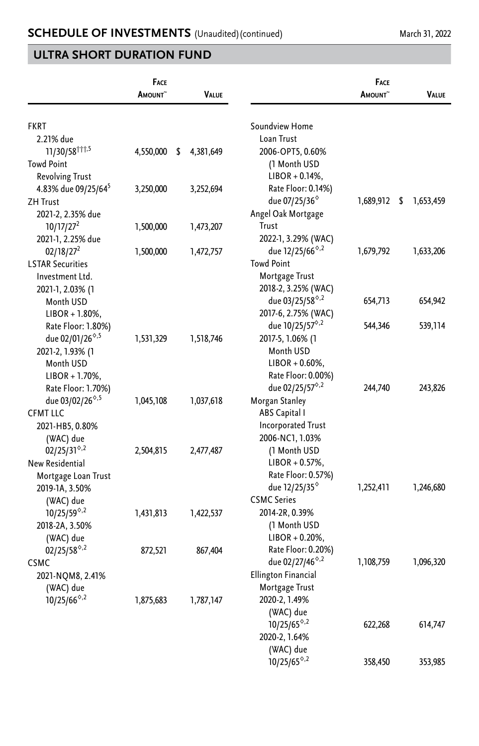## SCHEDULE OF INVESTMENTS (Unaudited) (continued)

March 31, 2022

## ULTRA SHORT DURATION FUND

| | Face Amount~ | Value |
|---|---|---|
| **FKRT** | | |
| 2.21% due 11/30/58†††,5 | 4,550,000 | $ 4,381,649 |
| **Towd Point Revolving Trust** | | |
| 4.83% due 09/25/64[5] | 3,250,000 | 3,252,694 |
| **ZH Trust** | | |
| 2021-2, 2.35% due 10/17/27[2] | 1,500,000 | 1,473,207 |
| 2021-1, 2.25% due 02/18/27[2] | 1,500,000 | 1,472,757 |
| **LSTAR Securities Investment Ltd.** | | |
| 2021-1, 2.03% (1 Month USD LIBOR + 1.80%, Rate Floor: 1.80%) due 02/01/26◊,5 | 1,531,329 | 1,518,746 |
| 2021-2, 1.93% (1 Month USD LIBOR + 1.70%, Rate Floor: 1.70%) due 03/02/26◊,5 | 1,045,108 | 1,037,618 |
| **CFMT LLC** | | |
| 2021-HB5, 0.80% (WAC) due 02/25/31◊,2 | 2,504,815 | 2,477,487 |
| **New Residential Mortgage Loan Trust** | | |
| 2019-1A, 3.50% (WAC) due 10/25/59◊,2 | 1,431,813 | 1,422,537 |
| 2018-2A, 3.50% (WAC) due 02/25/58◊,2 | 872,521 | 867,404 |
| **CSMC** | | |
| 2021-NQM8, 2.41% (WAC) due 10/25/66◊,2 | 1,875,683 | 1,787,147 |
| **Soundview Home Loan Trust** | | |
| 2006-OPT5, 0.60% (1 Month USD LIBOR + 0.14%, Rate Floor: 0.14%) due 07/25/36◊ | 1,689,912 | $ 1,653,459 |
| **Angel Oak Mortgage Trust** | | |
| 2022-1, 3.29% (WAC) due 12/25/66◊,2 | 1,679,792 | 1,633,206 |
| **Towd Point Mortgage Trust** | | |
| 2018-2, 3.25% (WAC) due 03/25/58◊,2 | 654,713 | 654,942 |
| 2017-6, 2.75% (WAC) due 10/25/57◊,2 | 544,346 | 539,114 |
| 2017-5, 1.06% (1 Month USD LIBOR + 0.60%, Rate Floor: 0.00%) due 02/25/57◊,2 | 244,740 | 243,826 |
| **Morgan Stanley ABS Capital I Incorporated Trust** | | |
| 2006-NC1, 1.03% (1 Month USD LIBOR + 0.57%, Rate Floor: 0.57%) due 12/25/35◊ | 1,252,411 | 1,246,680 |
| **CSMC Series** | | |
| 2014-2R, 0.39% (1 Month USD LIBOR + 0.20%, Rate Floor: 0.20%) due 02/27/46◊,2 | 1,108,759 | 1,096,320 |
| **Ellington Financial Mortgage Trust** | | |
| 2020-2, 1.49% (WAC) due 10/25/65◊,2 | 622,268 | 614,747 |
| 2020-2, 1.64% (WAC) due 10/25/65◊,2 | 358,450 | 353,985 |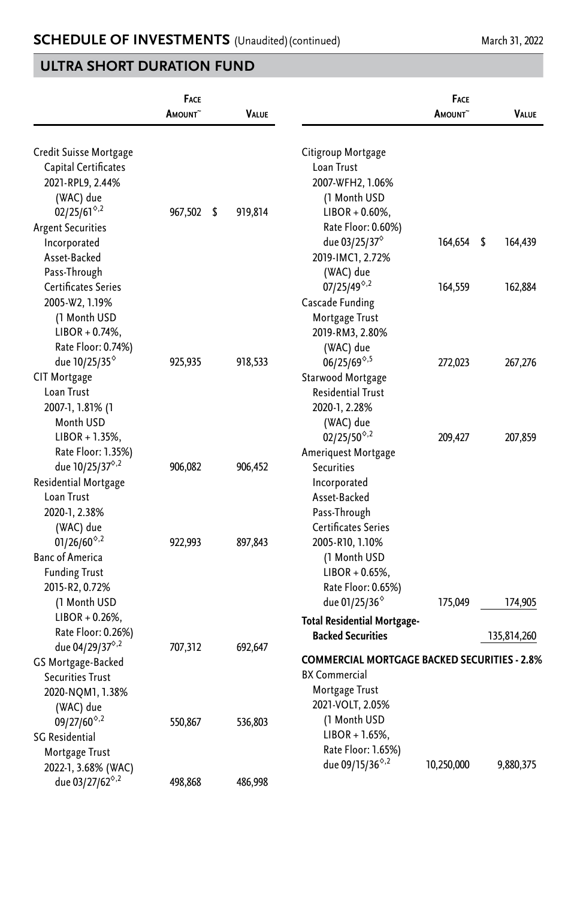## SCHEDULE OF INVESTMENTS (Unaudited) (continued)

March 31, 2022

## ULTRA SHORT DURATION FUND

| | Face Amount~ | Value |
|---|---|---|
| Credit Suisse Mortgage Capital Certificates 2021-RPL9, 2.44% (WAC) due 02/25/61◊,2 | 967,502 | $ 919,814 |
| Argent Securities Incorporated Asset-Backed Pass-Through Certificates Series 2005-W2, 1.19% (1 Month USD LIBOR + 0.74%, Rate Floor: 0.74%) due 10/25/35◊ | 925,935 | 918,533 |
| CIT Mortgage Loan Trust 2007-1, 1.81% (1 Month USD LIBOR + 1.35%, Rate Floor: 1.35%) due 10/25/37◊,2 | 906,082 | 906,452 |
| Residential Mortgage Loan Trust 2020-1, 2.38% (WAC) due 01/26/60◊,2 | 922,993 | 897,843 |
| Banc of America Funding Trust 2015-R2, 0.72% (1 Month USD LIBOR + 0.26%, Rate Floor: 0.26%) due 04/29/37◊,2 | 707,312 | 692,647 |
| GS Mortgage-Backed Securities Trust 2020-NQM1, 1.38% (WAC) due 09/27/60◊,2 | 550,867 | 536,803 |
| SG Residential Mortgage Trust 2022-1, 3.68% (WAC) due 03/27/62◊,2 | 498,868 | 486,998 |
| Citigroup Mortgage Loan Trust 2007-WFH2, 1.06% (1 Month USD LIBOR + 0.60%, Rate Floor: 0.60%) due 03/25/37◊ | 164,654 | $ 164,439 |
| 2019-IMC1, 2.72% (WAC) due 07/25/49◊,2 | 164,559 | 162,884 |
| Cascade Funding Mortgage Trust 2019-RM3, 2.80% (WAC) due 06/25/69◊,5 | 272,023 | 267,276 |
| Starwood Mortgage Residential Trust 2020-1, 2.28% (WAC) due 02/25/50◊,2 | 209,427 | 207,859 |
| Ameriquest Mortgage Securities Incorporated Asset-Backed Pass-Through Certificates Series 2005-R10, 1.10% (1 Month USD LIBOR + 0.65%, Rate Floor: 0.65%) due 01/25/36◊ | 175,049 | 174,905 |
| **Total Residential Mortgage-Backed Securities** | | **135,814,260** |
| **COMMERCIAL MORTGAGE BACKED SECURITIES - 2.8%** | | |
| BX Commercial Mortgage Trust 2021-VOLT, 2.05% (1 Month USD LIBOR + 1.65%, Rate Floor: 1.65%) due 09/15/36◊,2 | 10,250,000 | 9,880,375 |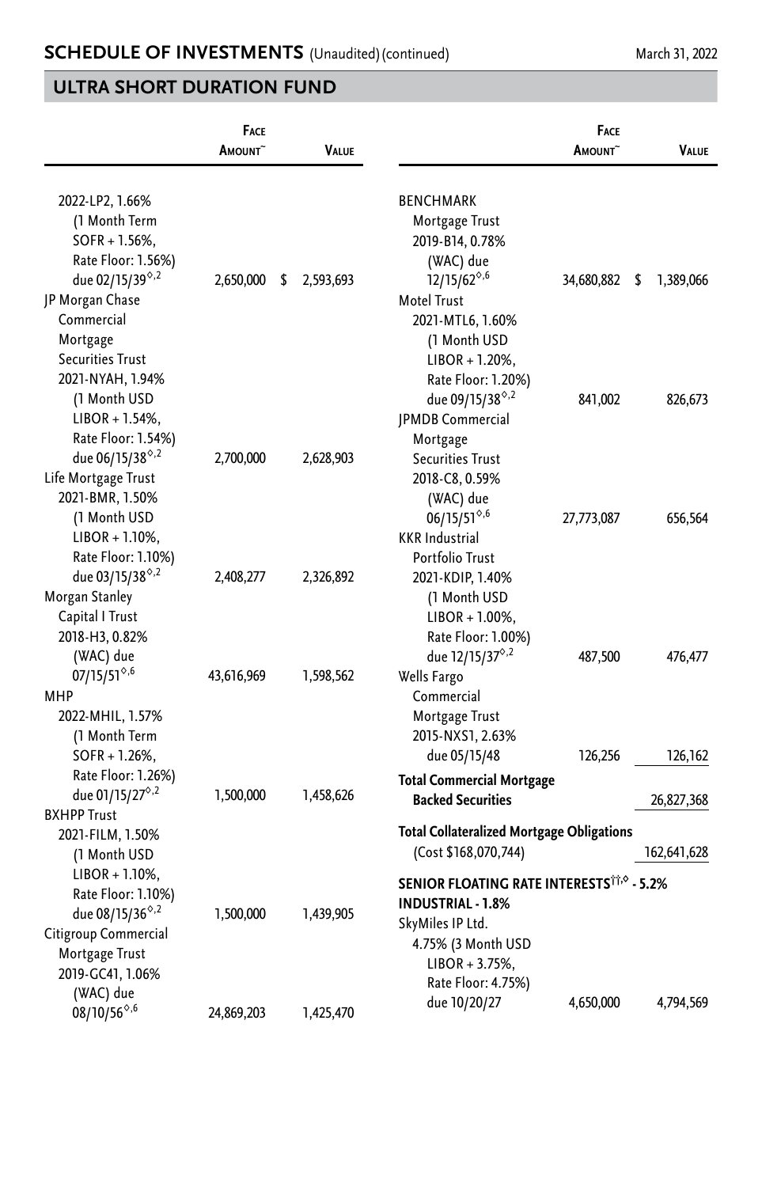## ULTRA SHORT DURATION FUND

| | Face Amount~ | Value |
|---|---|---|
| 2022-LP2, 1.66% (1 Month Term SOFR + 1.56%, Rate Floor: 1.56%) due 02/15/39◊,2 | 2,650,000 | $ 2,593,693 |
| JP Morgan Chase Commercial Mortgage Securities Trust | | |
| 2021-NYAH, 1.94% (1 Month USD LIBOR + 1.54%, Rate Floor: 1.54%) due 06/15/38◊,2 | 2,700,000 | 2,628,903 |
| Life Mortgage Trust | | |
| 2021-BMR, 1.50% (1 Month USD LIBOR + 1.10%, Rate Floor: 1.10%) due 03/15/38◊,2 | 2,408,277 | 2,326,892 |
| Morgan Stanley Capital I Trust | | |
| 2018-H3, 0.82% (WAC) due 07/15/51◊,6 | 43,616,969 | 1,598,562 |
| MHP | | |
| 2022-MHIL, 1.57% (1 Month Term SOFR + 1.26%, Rate Floor: 1.26%) due 01/15/27◊,2 | 1,500,000 | 1,458,626 |
| BXHPP Trust | | |
| 2021-FILM, 1.50% (1 Month USD LIBOR + 1.10%, Rate Floor: 1.10%) due 08/15/36◊,2 | 1,500,000 | 1,439,905 |
| Citigroup Commercial Mortgage Trust | | |
| 2019-GC41, 1.06% (WAC) due 08/10/56◊,6 | 24,869,203 | 1,425,470 |
| BENCHMARK Mortgage Trust | | |
| 2019-B14, 0.78% (WAC) due 12/15/62◊,6 | 34,680,882 | $ 1,389,066 |
| Motel Trust | | |
| 2021-MTL6, 1.60% (1 Month USD LIBOR + 1.20%, Rate Floor: 1.20%) due 09/15/38◊,2 | 841,002 | 826,673 |
| JPMDB Commercial Mortgage Securities Trust | | |
| 2018-C8, 0.59% (WAC) due 06/15/51◊,6 | 27,773,087 | 656,564 |
| KKR Industrial Portfolio Trust | | |
| 2021-KDIP, 1.40% (1 Month USD LIBOR + 1.00%, Rate Floor: 1.00%) due 12/15/37◊,2 | 487,500 | 476,477 |
| Wells Fargo Commercial Mortgage Trust | | |
| 2015-NXS1, 2.63% due 05/15/48 | 126,256 | 126,162 |
| **Total Commercial Mortgage Backed Securities** | | 26,827,368 |
| **Total Collateralized Mortgage Obligations** (Cost $168,070,744) | | 162,641,628 |
| **SENIOR FLOATING RATE INTERESTS††,◊ - 5.2%** | | |
| **INDUSTRIAL - 1.8%** | | |
| SkyMiles IP Ltd. | | |
| 4.75% (3 Month USD LIBOR + 3.75%, Rate Floor: 4.75%) due 10/20/27 | 4,650,000 | 4,794,569 |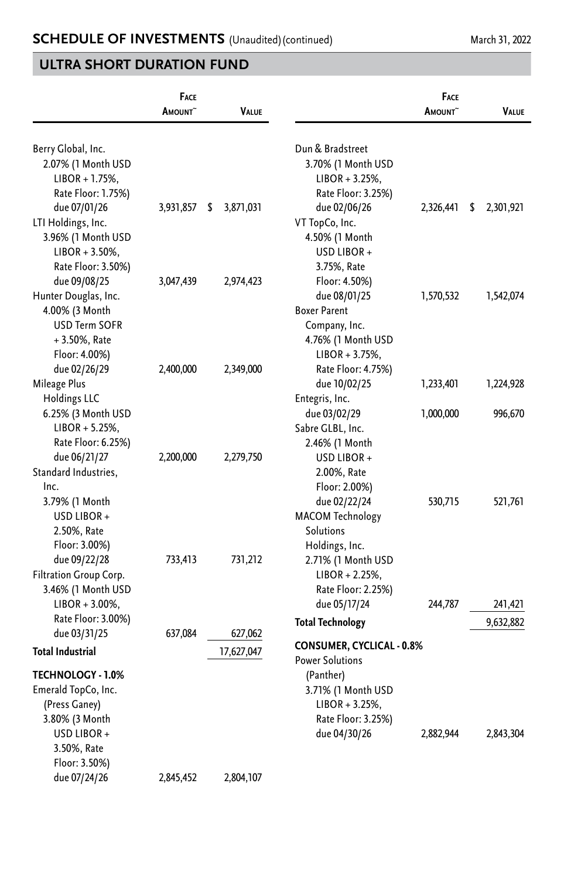## SCHEDULE OF INVESTMENTS (Unaudited) (continued)

March 31, 2022

## ULTRA SHORT DURATION FUND

| | Face Amount~ | Value |
|---|---|---|
| Berry Global, Inc. 2.07% (1 Month USD LIBOR + 1.75%, Rate Floor: 1.75%) due 07/01/26 | 3,931,857 | $ 3,871,031 |
| LTI Holdings, Inc. 3.96% (1 Month USD LIBOR + 3.50%, Rate Floor: 3.50%) due 09/08/25 | 3,047,439 | 2,974,423 |
| Hunter Douglas, Inc. 4.00% (3 Month USD Term SOFR + 3.50%, Rate Floor: 4.00%) due 02/26/29 | 2,400,000 | 2,349,000 |
| Mileage Plus Holdings LLC 6.25% (3 Month USD LIBOR + 5.25%, Rate Floor: 6.25%) due 06/21/27 | 2,200,000 | 2,279,750 |
| Standard Industries, Inc. 3.79% (1 Month USD LIBOR + 2.50%, Rate Floor: 3.00%) due 09/22/28 | 733,413 | 731,212 |
| Filtration Group Corp. 3.46% (1 Month USD LIBOR + 3.00%, Rate Floor: 3.00%) due 03/31/25 | 637,084 | 627,062 |
| **Total Industrial** | | 17,627,047 |
| **TECHNOLOGY - 1.0%** | | |
| Emerald TopCo, Inc. (Press Ganey) 3.80% (3 Month USD LIBOR + 3.50%, Rate Floor: 3.50%) due 07/24/26 | 2,845,452 | 2,804,107 |
| Dun & Bradstreet 3.70% (1 Month USD LIBOR + 3.25%, Rate Floor: 3.25%) due 02/06/26 | 2,326,441 | $ 2,301,921 |
| VT TopCo, Inc. 4.50% (1 Month USD LIBOR + 3.75%, Rate Floor: 4.50%) due 08/01/25 | 1,570,532 | 1,542,074 |
| Boxer Parent Company, Inc. 4.76% (1 Month USD LIBOR + 3.75%, Rate Floor: 4.75%) due 10/02/25 | 1,233,401 | 1,224,928 |
| Entegris, Inc. due 03/02/29 | 1,000,000 | 996,670 |
| Sabre GLBL, Inc. 2.46% (1 Month USD LIBOR + 2.00%, Rate Floor: 2.00%) due 02/22/24 | 530,715 | 521,761 |
| MACOM Technology Solutions Holdings, Inc. 2.71% (1 Month USD LIBOR + 2.25%, Rate Floor: 2.25%) due 05/17/24 | 244,787 | 241,421 |
| **Total Technology** | | 9,632,882 |
| **CONSUMER, CYCLICAL - 0.8%** | | |
| Power Solutions (Panther) 3.71% (1 Month USD LIBOR + 3.25%, Rate Floor: 3.25%) due 04/30/26 | 2,882,944 | 2,843,304 |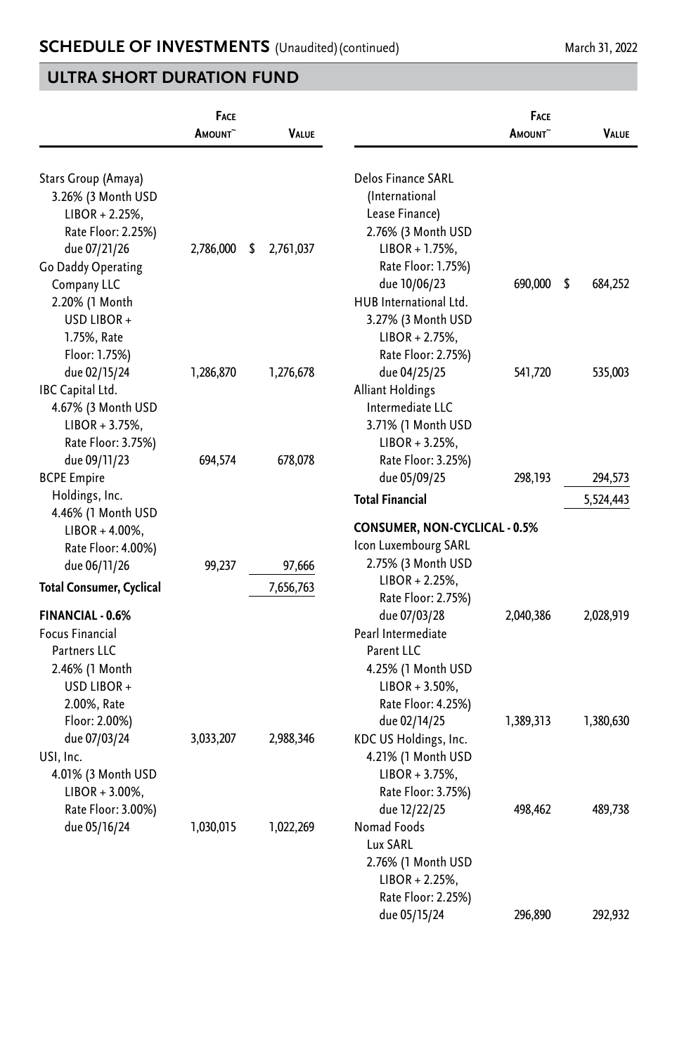# SCHEDULE OF INVESTMENTS (Unaudited) (continued)

## ULTRA SHORT DURATION FUND

| | Face Amount~ | Value |
|---|---|---|
| Stars Group (Amaya) 3.26% (3 Month USD LIBOR + 2.25%, Rate Floor: 2.25%) due 07/21/26 | 2,786,000 | $ 2,761,037 |
| Go Daddy Operating Company LLC 2.20% (1 Month USD LIBOR + 1.75%, Rate Floor: 1.75%) due 02/15/24 | 1,286,870 | 1,276,678 |
| IBC Capital Ltd. 4.67% (3 Month USD LIBOR + 3.75%, Rate Floor: 3.75%) due 09/11/23 | 694,574 | 678,078 |
| BCPE Empire Holdings, Inc. 4.46% (1 Month USD LIBOR + 4.00%, Rate Floor: 4.00%) due 06/11/26 | 99,237 | 97,666 |
| **Total Consumer, Cyclical** | | 7,656,763 |
| **FINANCIAL - 0.6%** | | |
| Focus Financial Partners LLC 2.46% (1 Month USD LIBOR + 2.00%, Rate Floor: 2.00%) due 07/03/24 | 3,033,207 | 2,988,346 |
| USI, Inc. 4.01% (3 Month USD LIBOR + 3.00%, Rate Floor: 3.00%) due 05/16/24 | 1,030,015 | 1,022,269 |
| Delos Finance SARL (International Lease Finance) 2.76% (3 Month USD LIBOR + 1.75%, Rate Floor: 1.75%) due 10/06/23 | 690,000 | $ 684,252 |
| HUB International Ltd. 3.27% (3 Month USD LIBOR + 2.75%, Rate Floor: 2.75%) due 04/25/25 | 541,720 | 535,003 |
| Alliant Holdings Intermediate LLC 3.71% (1 Month USD LIBOR + 3.25%, Rate Floor: 3.25%) due 05/09/25 | 298,193 | 294,573 |
| **Total Financial** | | 5,524,443 |
| **CONSUMER, NON-CYCLICAL - 0.5%** | | |
| Icon Luxembourg SARL 2.75% (3 Month USD LIBOR + 2.25%, Rate Floor: 2.75%) due 07/03/28 | 2,040,386 | 2,028,919 |
| Pearl Intermediate Parent LLC 4.25% (1 Month USD LIBOR + 3.50%, Rate Floor: 4.25%) due 02/14/25 | 1,389,313 | 1,380,630 |
| KDC US Holdings, Inc. 4.21% (1 Month USD LIBOR + 3.75%, Rate Floor: 3.75%) due 12/22/25 | 498,462 | 489,738 |
| Nomad Foods Lux SARL 2.76% (1 Month USD LIBOR + 2.25%, Rate Floor: 2.25%) due 05/15/24 | 296,890 | 292,932 |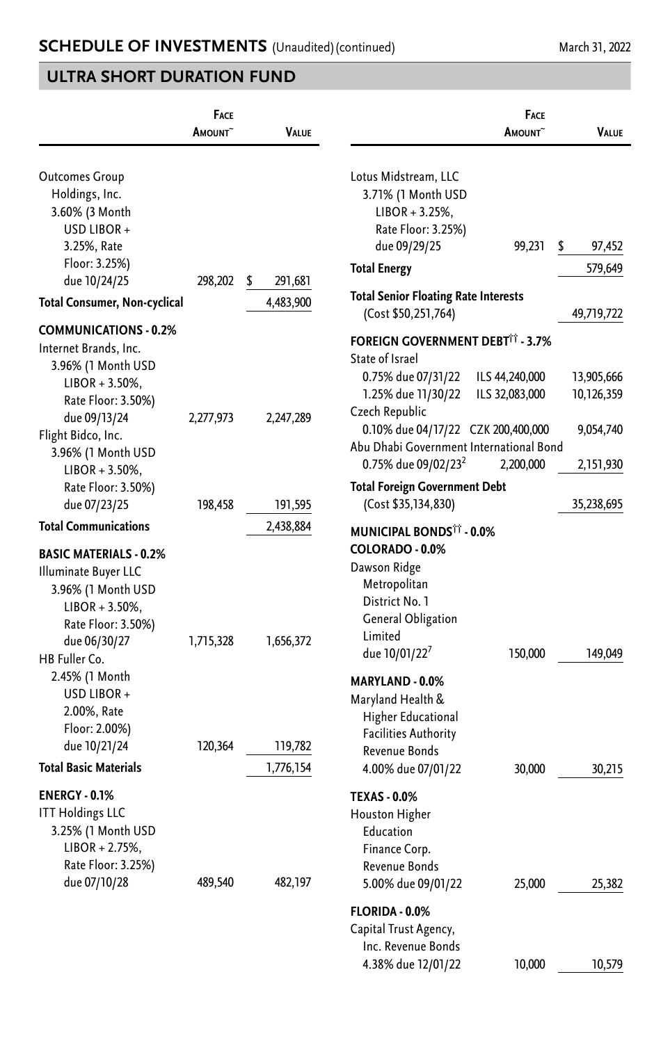## ULTRA SHORT DURATION FUND

| | Face Amount~ | Value |
|---|---|---|
| Outcomes Group Holdings, Inc. 3.60% (3 Month USD LIBOR + 3.25%, Rate Floor: 3.25%) due 10/24/25 | 298,202 | $ 291,681 |
| **Total Consumer, Non-cyclical** | | 4,483,900 |
| **COMMUNICATIONS - 0.2%** | | |
| Internet Brands, Inc. 3.96% (1 Month USD LIBOR + 3.50%, Rate Floor: 3.50%) due 09/13/24 | 2,277,973 | 2,247,289 |
| Flight Bidco, Inc. 3.96% (1 Month USD LIBOR + 3.50%, Rate Floor: 3.50%) due 07/23/25 | 198,458 | 191,595 |
| **Total Communications** | | 2,438,884 |
| **BASIC MATERIALS - 0.2%** | | |
| Illuminate Buyer LLC 3.96% (1 Month USD LIBOR + 3.50%, Rate Floor: 3.50%) due 06/30/27 | 1,715,328 | 1,656,372 |
| HB Fuller Co. 2.45% (1 Month USD LIBOR + 2.00%, Rate Floor: 2.00%) due 10/21/24 | 120,364 | 119,782 |
| **Total Basic Materials** | | 1,776,154 |
| **ENERGY - 0.1%** | | |
| ITT Holdings LLC 3.25% (1 Month USD LIBOR + 2.75%, Rate Floor: 3.25%) due 07/10/28 | 489,540 | 482,197 |
| Lotus Midstream, LLC 3.71% (1 Month USD LIBOR + 3.25%, Rate Floor: 3.25%) due 09/29/25 | 99,231 | $ 97,452 |
| **Total Energy** | | 579,649 |
| **Total Senior Floating Rate Interests** (Cost $50,251,764) | | 49,719,722 |
| **FOREIGN GOVERNMENT DEBT†† - 3.7%** | | |
| State of Israel | | |
| 0.75% due 07/31/22 | ILS 44,240,000 | 13,905,666 |
| 1.25% due 11/30/22 | ILS 32,083,000 | 10,126,359 |
| Czech Republic | | |
| 0.10% due 04/17/22 | CZK 200,400,000 | 9,054,740 |
| Abu Dhabi Government International Bond | | |
| 0.75% due 09/02/23[2] | 2,200,000 | 2,151,930 |
| **Total Foreign Government Debt** (Cost $35,134,830) | | 35,238,695 |
| **MUNICIPAL BONDS†† - 0.0%** | | |
| **COLORADO - 0.0%** | | |
| Dawson Ridge Metropolitan District No. 1 General Obligation Limited due 10/01/22[7] | 150,000 | 149,049 |
| **MARYLAND - 0.0%** | | |
| Maryland Health & Higher Educational Facilities Authority Revenue Bonds 4.00% due 07/01/22 | 30,000 | 30,215 |
| **TEXAS - 0.0%** | | |
| Houston Higher Education Finance Corp. Revenue Bonds 5.00% due 09/01/22 | 25,000 | 25,382 |
| **FLORIDA - 0.0%** | | |
| Capital Trust Agency, Inc. Revenue Bonds 4.38% due 12/01/22 | 10,000 | 10,579 |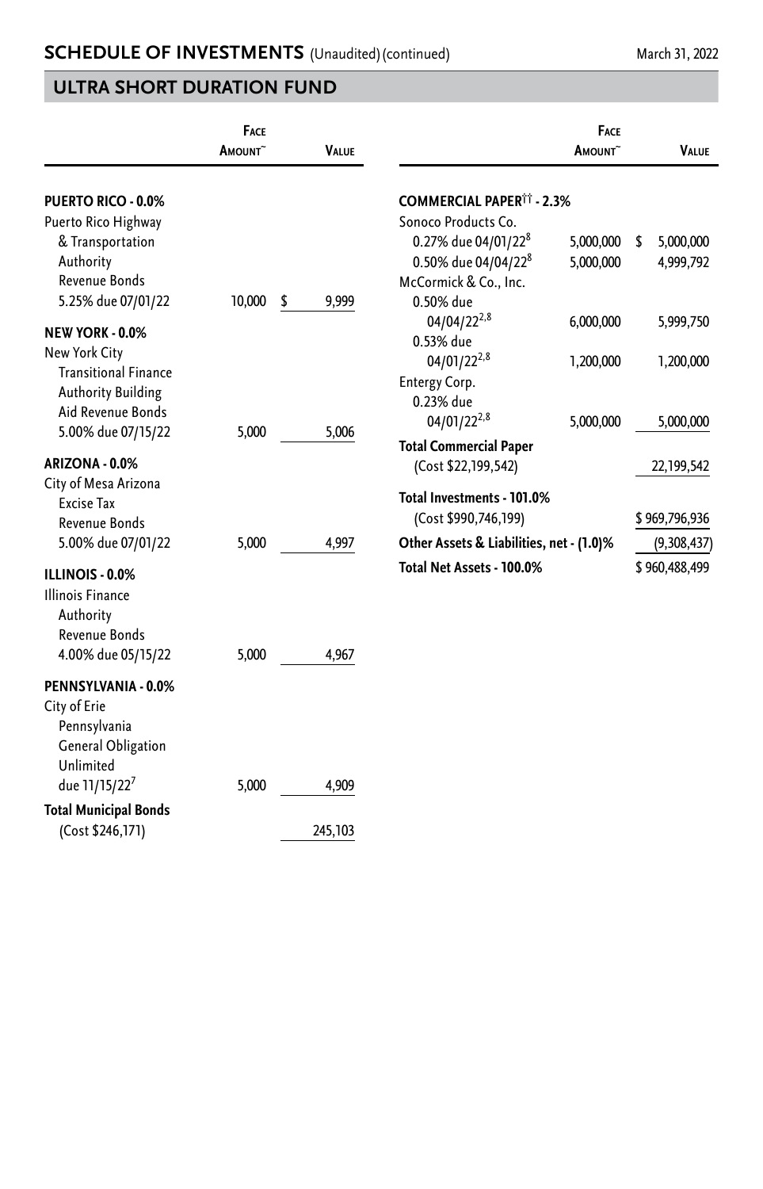## SCHEDULE OF INVESTMENTS (Unaudited) (continued)

## ULTRA SHORT DURATION FUND

| | Face Amount~ | Value |
|---|---|---|
| **PUERTO RICO - 0.0%** | | |
| Puerto Rico Highway & Transportation Authority Revenue Bonds | | |
| 5.25% due 07/01/22 | 10,000 | $ 9,999 |
| **NEW YORK - 0.0%** | | |
| New York City Transitional Finance Authority Building Aid Revenue Bonds | | |
| 5.00% due 07/15/22 | 5,000 | 5,006 |
| **ARIZONA - 0.0%** | | |
| City of Mesa Arizona Excise Tax Revenue Bonds | | |
| 5.00% due 07/01/22 | 5,000 | 4,997 |
| **ILLINOIS - 0.0%** | | |
| Illinois Finance Authority Revenue Bonds | | |
| 4.00% due 05/15/22 | 5,000 | 4,967 |
| **PENNSYLVANIA - 0.0%** | | |
| City of Erie Pennsylvania General Obligation Unlimited | | |
| due 11/15/22[7] | 5,000 | 4,909 |
| **Total Municipal Bonds** | | |
| (Cost $246,171) | | 245,103 |
| **COMMERCIAL PAPER†† - 2.3%** | | |
| Sonoco Products Co. | | |
| 0.27% due 04/01/22[8] | 5,000,000 | $ 5,000,000 |
| 0.50% due 04/04/22[8] | 5,000,000 | 4,999,792 |
| McCormick & Co., Inc. | | |
| 0.50% due 04/04/22[2,8] | 6,000,000 | 5,999,750 |
| 0.53% due 04/01/22[2,8] | 1,200,000 | 1,200,000 |
| Entergy Corp. | | |
| 0.23% due 04/01/22[2,8] | 5,000,000 | 5,000,000 |
| **Total Commercial Paper** | | |
| (Cost $22,199,542) | | 22,199,542 |
| **Total Investments - 101.0%** | | |
| (Cost $990,746,199) | | $ 969,796,936 |
| **Other Assets & Liabilities, net - (1.0)%** | | (9,308,437) |
| **Total Net Assets - 100.0%** | | $ 960,488,499 |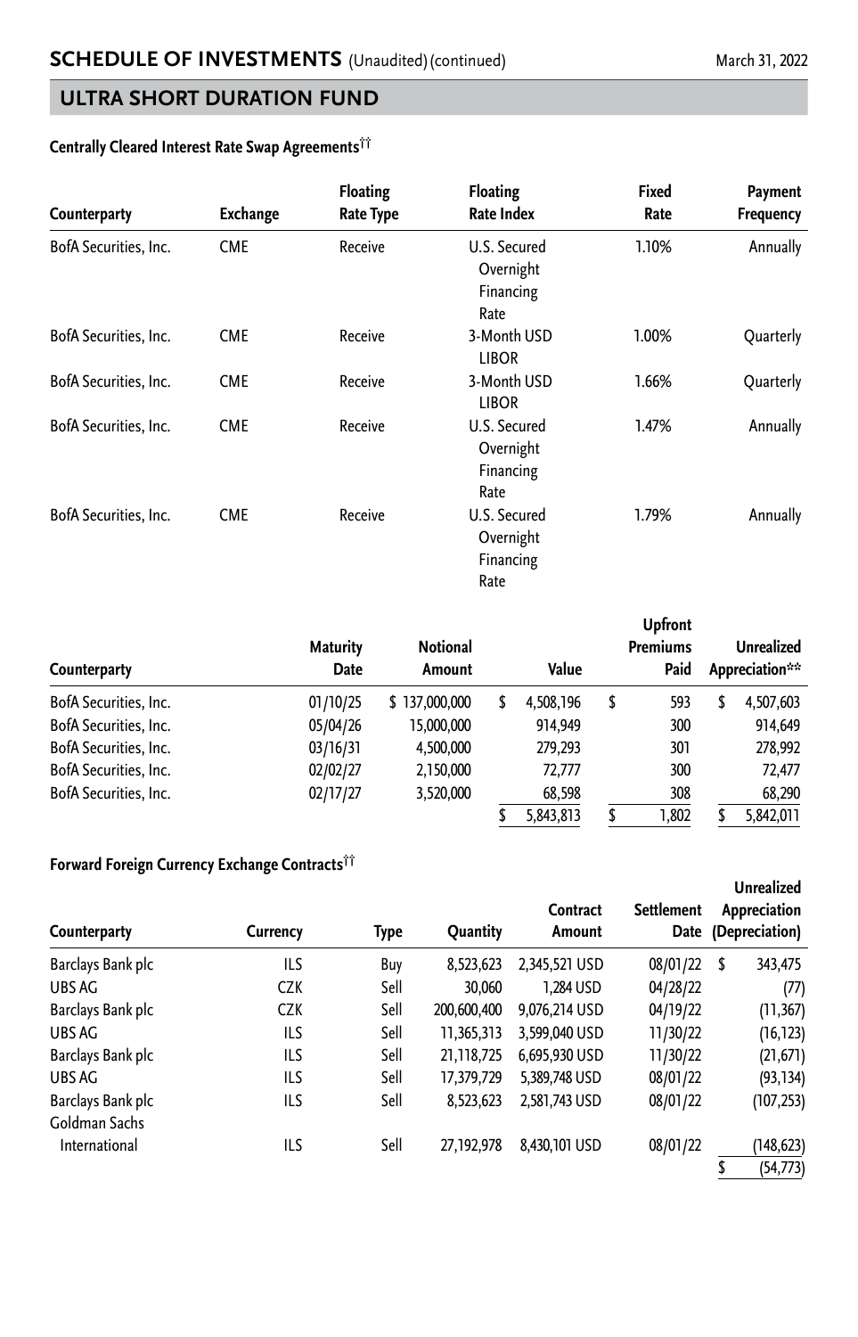## SCHEDULE OF INVESTMENTS (Unaudited) (continued)

March 31, 2022

## ULTRA SHORT DURATION FUND

### Centrally Cleared Interest Rate Swap Agreements††

| Counterparty | Exchange | Floating Rate Type | Floating Rate Index | Fixed Rate | Payment Frequency | Maturity Date | Notional Amount | Value | Upfront Premiums Paid | Unrealized Appreciation** |
|---|---|---|---|---|---|---|---|---|---|---|
| BofA Securities, Inc. | CME | Receive | U.S. Secured Overnight Financing Rate | 1.10% | Annually | 01/10/25 | $ 137,000,000 | $ 4,508,196 | $ 593 | $ 4,507,603 |
| BofA Securities, Inc. | CME | Receive | 3-Month USD LIBOR | 1.00% | Quarterly | 05/04/26 | 15,000,000 | 914,949 | 300 | 914,649 |
| BofA Securities, Inc. | CME | Receive | 3-Month USD LIBOR | 1.66% | Quarterly | 03/16/31 | 4,500,000 | 279,293 | 301 | 278,992 |
| BofA Securities, Inc. | CME | Receive | U.S. Secured Overnight Financing Rate | 1.47% | Annually | 02/02/27 | 2,150,000 | 72,777 | 300 | 72,477 |
| BofA Securities, Inc. | CME | Receive | U.S. Secured Overnight Financing Rate | 1.79% | Annually | 02/17/27 | 3,520,000 | 68,598 | 308 | 68,290 |
| | | | | | | | | $ 5,843,813 | $ 1,802 | $ 5,842,011 |

### Forward Foreign Currency Exchange Contracts††

| Counterparty | Currency | Type | Quantity | Contract Amount | Settlement Date | Unrealized Appreciation (Depreciation) |
|---|---|---|---|---|---|---|
| Barclays Bank plc | ILS | Buy | 8,523,623 | 2,345,521 USD | 08/01/22 | $ 343,475 |
| UBS AG | CZK | Sell | 30,060 | 1,284 USD | 04/28/22 | (77) |
| Barclays Bank plc | CZK | Sell | 200,600,400 | 9,076,214 USD | 04/19/22 | (11,367) |
| UBS AG | ILS | Sell | 11,365,313 | 3,599,040 USD | 11/30/22 | (16,123) |
| Barclays Bank plc | ILS | Sell | 21,118,725 | 6,695,930 USD | 11/30/22 | (21,671) |
| UBS AG | ILS | Sell | 17,379,729 | 5,389,748 USD | 08/01/22 | (93,134) |
| Barclays Bank plc | ILS | Sell | 8,523,623 | 2,581,743 USD | 08/01/22 | (107,253) |
| Goldman Sachs International | ILS | Sell | 27,192,978 | 8,430,101 USD | 08/01/22 | (148,623) |
| | | | | | | $ (54,773) |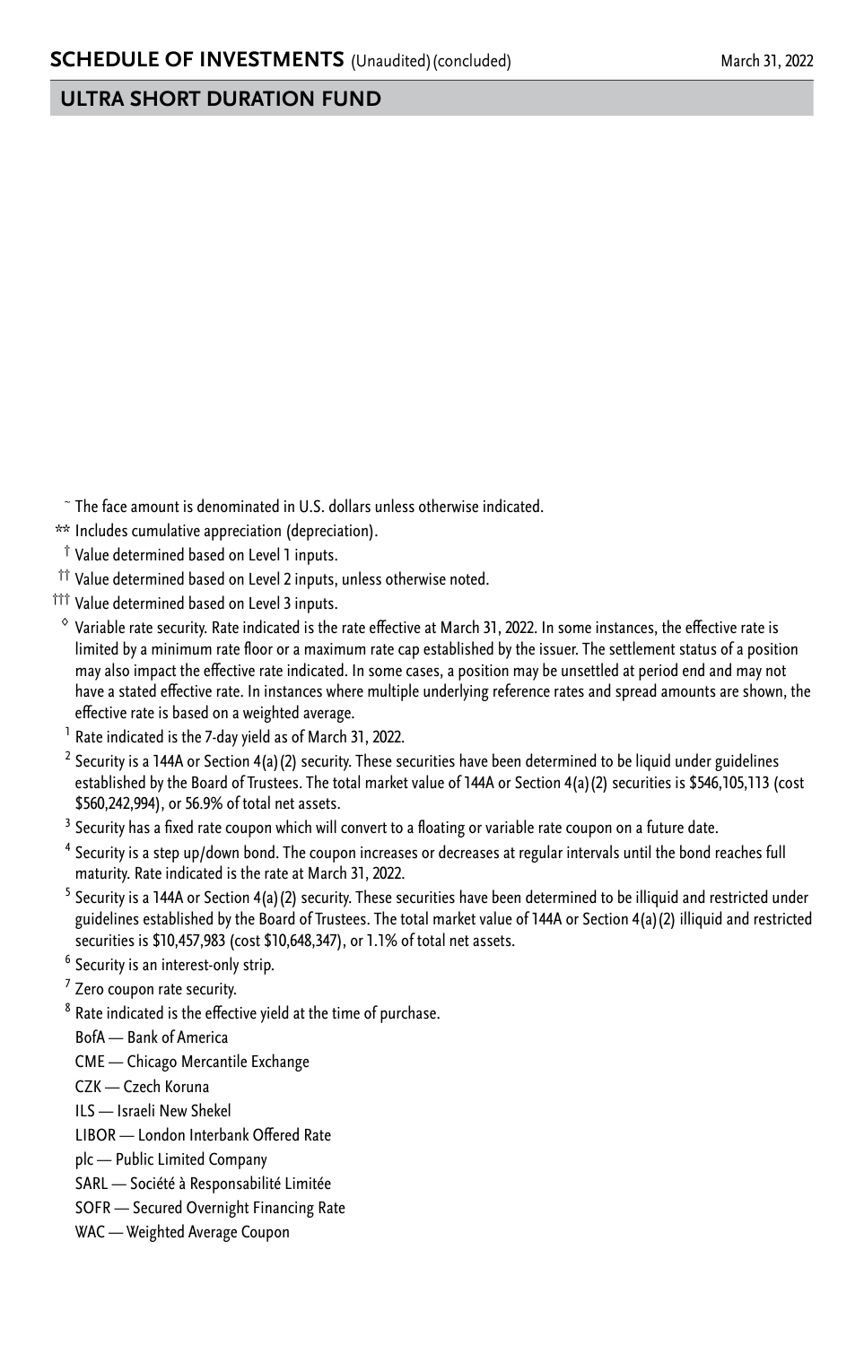## SCHEDULE OF INVESTMENTS (Unaudited)(concluded)

March 31, 2022

## ULTRA SHORT DURATION FUND

~ The face amount is denominated in U.S. dollars unless otherwise indicated.

** Includes cumulative appreciation (depreciation).

† Value determined based on Level 1 inputs.

†† Value determined based on Level 2 inputs, unless otherwise noted.

††† Value determined based on Level 3 inputs.

◊ Variable rate security. Rate indicated is the rate effective at March 31, 2022. In some instances, the effective rate is limited by a minimum rate floor or a maximum rate cap established by the issuer. The settlement status of a position may also impact the effective rate indicated. In some cases, a position may be unsettled at period end and may not have a stated effective rate. In instances where multiple underlying reference rates and spread amounts are shown, the effective rate is based on a weighted average.

[1] Rate indicated is the 7-day yield as of March 31, 2022.

[2] Security is a 144A or Section 4(a)(2) security. These securities have been determined to be liquid under guidelines established by the Board of Trustees. The total market value of 144A or Section 4(a)(2) securities is $546,105,113 (cost $560,242,994), or 56.9% of total net assets.

[3] Security has a fixed rate coupon which will convert to a floating or variable rate coupon on a future date.

[4] Security is a step up/down bond. The coupon increases or decreases at regular intervals until the bond reaches full maturity. Rate indicated is the rate at March 31, 2022.

[5] Security is a 144A or Section 4(a)(2) security. These securities have been determined to be illiquid and restricted under guidelines established by the Board of Trustees. The total market value of 144A or Section 4(a)(2) illiquid and restricted securities is $10,457,983 (cost $10,648,347), or 1.1% of total net assets.

[6] Security is an interest-only strip.

[7] Zero coupon rate security.

[8] Rate indicated is the effective yield at the time of purchase.

BofA — Bank of America

CME — Chicago Mercantile Exchange

CZK — Czech Koruna

ILS — Israeli New Shekel

LIBOR — London Interbank Offered Rate

plc — Public Limited Company

SARL — Société à Responsabilité Limitée

SOFR — Secured Overnight Financing Rate

WAC — Weighted Average Coupon